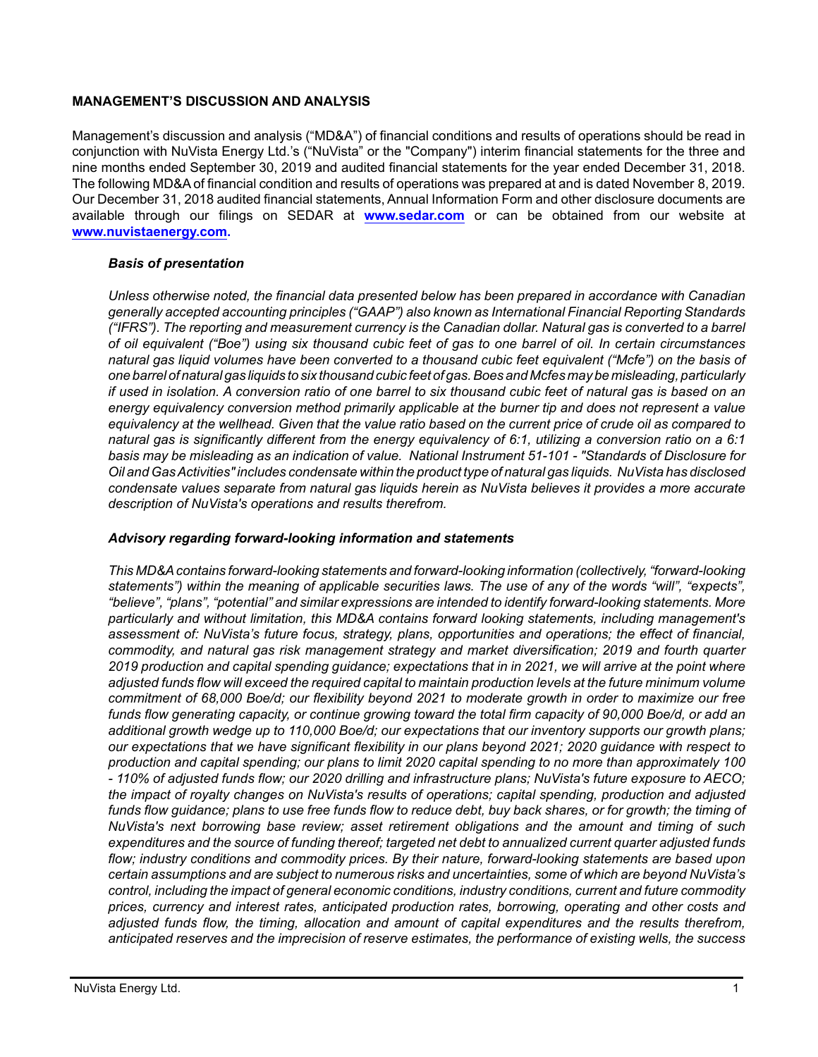**MANAGEMENT'S DISCUSSION AND ANALYSIS**

Management's discussion and analysis ("MD&A") of financial conditions and results of operations should be read in conjunction with NuVista Energy Ltd.'s ("NuVista" or the "Company") interim financial statements for the three and nine months ended September 30, 2019 and audited financial statements for the year ended December 31, 2018. The following MD&A of financial condition and results of operations was prepared at and is dated November 8, 2019. Our December 31, 2018 audited financial statements, Annual Information Form and other disclosure documents are available through our filings on SEDAR at **www.sedar.com** or can be obtained from our website at **www.nuvistaenergy.com.**

***Basis of presentation***

*Unless otherwise noted, the financial data presented below has been prepared in accordance with Canadian generally accepted accounting principles ("GAAP") also known as International Financial Reporting Standards ("IFRS"). The reporting and measurement currency is the Canadian dollar. Natural gas is converted to a barrel of oil equivalent ("Boe") using six thousand cubic feet of gas to one barrel of oil. In certain circumstances natural gas liquid volumes have been converted to a thousand cubic feet equivalent ("Mcfe") on the basis of one barrel of natural gas liquids to six thousand cubic feet of gas. Boes and Mcfes may be misleading, particularly if used in isolation. A conversion ratio of one barrel to six thousand cubic feet of natural gas is based on an energy equivalency conversion method primarily applicable at the burner tip and does not represent a value equivalency at the wellhead. Given that the value ratio based on the current price of crude oil as compared to natural gas is significantly different from the energy equivalency of 6:1, utilizing a conversion ratio on a 6:1 basis may be misleading as an indication of value. National Instrument 51-101 - "Standards of Disclosure for Oil and Gas Activities" includes condensate within the product type of natural gas liquids. NuVista has disclosed condensate values separate from natural gas liquids herein as NuVista believes it provides a more accurate description of NuVista's operations and results therefrom.*

***Advisory regarding forward-looking information and statements***

*This MD&A contains forward-looking statements and forward-looking information (collectively, "forward-looking statements") within the meaning of applicable securities laws. The use of any of the words "will", "expects", "believe", "plans", "potential" and similar expressions are intended to identify forward-looking statements. More particularly and without limitation, this MD&A contains forward looking statements, including management's assessment of: NuVista's future focus, strategy, plans, opportunities and operations; the effect of financial, commodity, and natural gas risk management strategy and market diversification; 2019 and fourth quarter 2019 production and capital spending guidance; expectations that in in 2021, we will arrive at the point where adjusted funds flow will exceed the required capital to maintain production levels at the future minimum volume commitment of 68,000 Boe/d; our flexibility beyond 2021 to moderate growth in order to maximize our free funds flow generating capacity, or continue growing toward the total firm capacity of 90,000 Boe/d, or add an additional growth wedge up to 110,000 Boe/d; our expectations that our inventory supports our growth plans; our expectations that we have significant flexibility in our plans beyond 2021; 2020 guidance with respect to production and capital spending; our plans to limit 2020 capital spending to no more than approximately 100 - 110% of adjusted funds flow; our 2020 drilling and infrastructure plans; NuVista's future exposure to AECO; the impact of royalty changes on NuVista's results of operations; capital spending, production and adjusted funds flow guidance; plans to use free funds flow to reduce debt, buy back shares, or for growth; the timing of NuVista's next borrowing base review; asset retirement obligations and the amount and timing of such expenditures and the source of funding thereof; targeted net debt to annualized current quarter adjusted funds flow; industry conditions and commodity prices. By their nature, forward-looking statements are based upon certain assumptions and are subject to numerous risks and uncertainties, some of which are beyond NuVista's control, including the impact of general economic conditions, industry conditions, current and future commodity prices, currency and interest rates, anticipated production rates, borrowing, operating and other costs and adjusted funds flow, the timing, allocation and amount of capital expenditures and the results therefrom, anticipated reserves and the imprecision of reserve estimates, the performance of existing wells, the success*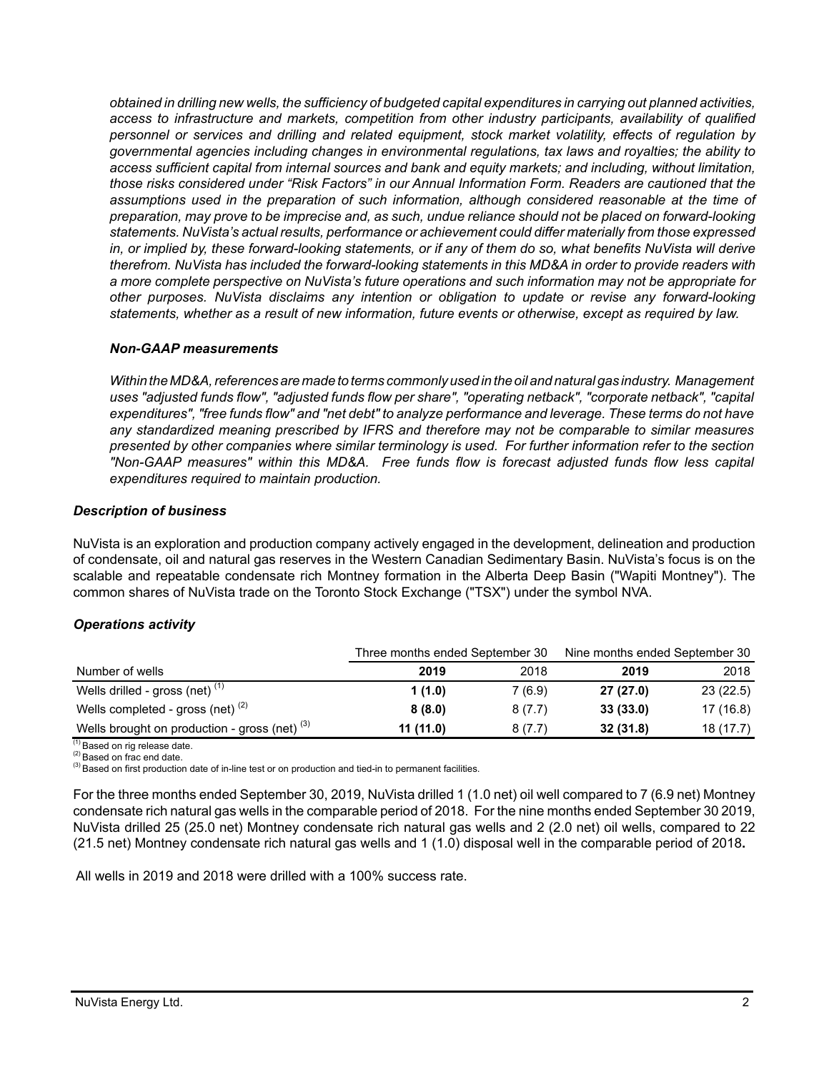*obtained in drilling new wells, the sufficiency of budgeted capital expenditures in carrying out planned activities, access to infrastructure and markets, competition from other industry participants, availability of qualified personnel or services and drilling and related equipment, stock market volatility, effects of regulation by governmental agencies including changes in environmental regulations, tax laws and royalties; the ability to access sufficient capital from internal sources and bank and equity markets; and including, without limitation, those risks considered under "Risk Factors" in our Annual Information Form. Readers are cautioned that the assumptions used in the preparation of such information, although considered reasonable at the time of preparation, may prove to be imprecise and, as such, undue reliance should not be placed on forward-looking statements. NuVista's actual results, performance or achievement could differ materially from those expressed in, or implied by, these forward-looking statements, or if any of them do so, what benefits NuVista will derive therefrom. NuVista has included the forward-looking statements in this MD&A in order to provide readers with a more complete perspective on NuVista's future operations and such information may not be appropriate for other purposes. NuVista disclaims any intention or obligation to update or revise any forward-looking statements, whether as a result of new information, future events or otherwise, except as required by law.*

### *Non-GAAP measurements*

*Within the MD&A, references are made to terms commonly used in the oil and natural gas industry. Management uses "adjusted funds flow", "adjusted funds flow per share", "operating netback", "corporate netback", "capital expenditures", "free funds flow" and "net debt" to analyze performance and leverage. These terms do not have any standardized meaning prescribed by IFRS and therefore may not be comparable to similar measures presented by other companies where similar terminology is used. For further information refer to the section "Non-GAAP measures" within this MD&A. Free funds flow is forecast adjusted funds flow less capital expenditures required to maintain production.*

### *Description of business*

NuVista is an exploration and production company actively engaged in the development, delineation and production of condensate, oil and natural gas reserves in the Western Canadian Sedimentary Basin. NuVista's focus is on the scalable and repeatable condensate rich Montney formation in the Alberta Deep Basin ("Wapiti Montney"). The common shares of NuVista trade on the Toronto Stock Exchange ("TSX") under the symbol NVA.

### *Operations activity*

| | Three months ended September 30 | | Nine months ended September 30 | |
|---|---|---|---|---|
| Number of wells | **2019** | 2018 | **2019** | 2018 |
| Wells drilled - gross (net) [1] | **1 (1.0)** | 7 (6.9) | **27 (27.0)** | 23 (22.5) |
| Wells completed - gross (net) [2] | **8 (8.0)** | 8 (7.7) | **33 (33.0)** | 17 (16.8) |
| Wells brought on production - gross (net) [3] | **11 (11.0)** | 8 (7.7) | **32 (31.8)** | 18 (17.7) |

[1] Based on rig release date.
[2] Based on frac end date.
[3] Based on first production date of in-line test or on production and tied-in to permanent facilities.

For the three months ended September 30, 2019, NuVista drilled 1 (1.0 net) oil well compared to 7 (6.9 net) Montney condensate rich natural gas wells in the comparable period of 2018. For the nine months ended September 30 2019, NuVista drilled 25 (25.0 net) Montney condensate rich natural gas wells and 2 (2.0 net) oil wells, compared to 22 (21.5 net) Montney condensate rich natural gas wells and 1 (1.0) disposal well in the comparable period of 2018**.**

All wells in 2019 and 2018 were drilled with a 100% success rate.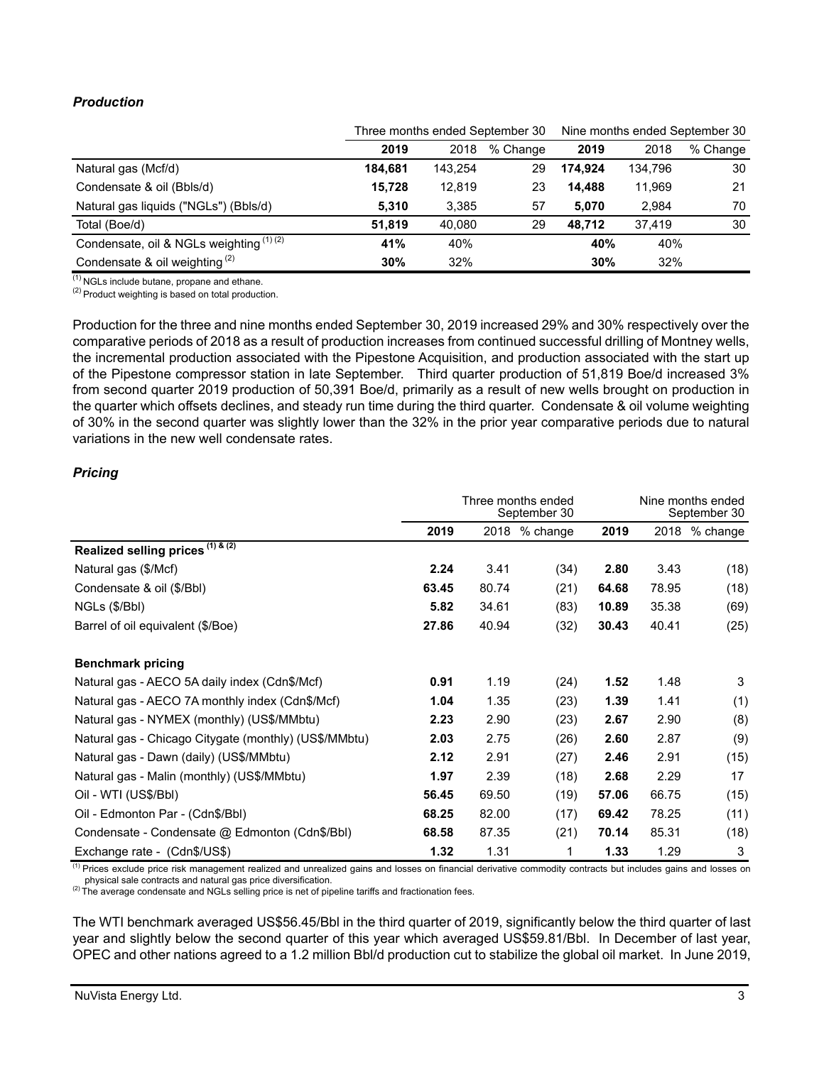***Production***

| | Three months ended September 30 | | | Nine months ended September 30 | | |
|---|---|---|---|---|---|---|
| | **2019** | 2018 | % Change | **2019** | 2018 | % Change |
| Natural gas (Mcf/d) | **184,681** | 143,254 | 29 | **174,924** | 134,796 | 30 |
| Condensate & oil (Bbls/d) | **15,728** | 12,819 | 23 | **14,488** | 11,969 | 21 |
| Natural gas liquids ("NGLs") (Bbls/d) | **5,310** | 3,385 | 57 | **5,070** | 2,984 | 70 |
| Total (Boe/d) | **51,819** | 40,080 | 29 | **48,712** | 37,419 | 30 |
| Condensate, oil & NGLs weighting (1) (2) | **41%** | 40% | | **40%** | 40% | |
| Condensate & oil weighting (2) | **30%** | 32% | | **30%** | 32% | |

(1) NGLs include butane, propane and ethane.
(2) Product weighting is based on total production.

Production for the three and nine months ended September 30, 2019 increased 29% and 30% respectively over the comparative periods of 2018 as a result of production increases from continued successful drilling of Montney wells, the incremental production associated with the Pipestone Acquisition, and production associated with the start up of the Pipestone compressor station in late September. Third quarter production of 51,819 Boe/d increased 3% from second quarter 2019 production of 50,391 Boe/d, primarily as a result of new wells brought on production in the quarter which offsets declines, and steady run time during the third quarter. Condensate & oil volume weighting of 30% in the second quarter was slightly lower than the 32% in the prior year comparative periods due to natural variations in the new well condensate rates.

***Pricing***

| | Three months ended September 30 | | | Nine months ended September 30 | | |
|---|---|---|---|---|---|---|
| | **2019** | 2018 | % change | **2019** | 2018 | % change |
| **Realized selling prices (1) & (2)** | | | | | | |
| Natural gas ($/Mcf) | **2.24** | 3.41 | (34) | **2.80** | 3.43 | (18) |
| Condensate & oil ($/Bbl) | **63.45** | 80.74 | (21) | **64.68** | 78.95 | (18) |
| NGLs ($/Bbl) | **5.82** | 34.61 | (83) | **10.89** | 35.38 | (69) |
| Barrel of oil equivalent ($/Boe) | **27.86** | 40.94 | (32) | **30.43** | 40.41 | (25) |
| | | | | | | |
| **Benchmark pricing** | | | | | | |
| Natural gas - AECO 5A daily index (Cdn$/Mcf) | **0.91** | 1.19 | (24) | **1.52** | 1.48 | 3 |
| Natural gas - AECO 7A monthly index (Cdn$/Mcf) | **1.04** | 1.35 | (23) | **1.39** | 1.41 | (1) |
| Natural gas - NYMEX (monthly) (US$/MMbtu) | **2.23** | 2.90 | (23) | **2.67** | 2.90 | (8) |
| Natural gas - Chicago Citygate (monthly) (US$/MMbtu) | **2.03** | 2.75 | (26) | **2.60** | 2.87 | (9) |
| Natural gas - Dawn (daily) (US$/MMbtu) | **2.12** | 2.91 | (27) | **2.46** | 2.91 | (15) |
| Natural gas - Malin (monthly) (US$/MMbtu) | **1.97** | 2.39 | (18) | **2.68** | 2.29 | 17 |
| Oil - WTI (US$/Bbl) | **56.45** | 69.50 | (19) | **57.06** | 66.75 | (15) |
| Oil - Edmonton Par - (Cdn$/Bbl) | **68.25** | 82.00 | (17) | **69.42** | 78.25 | (11) |
| Condensate - Condensate @ Edmonton (Cdn$/Bbl) | **68.58** | 87.35 | (21) | **70.14** | 85.31 | (18) |
| Exchange rate - (Cdn$/US$) | **1.32** | 1.31 | 1 | **1.33** | 1.29 | 3 |

(1) Prices exclude price risk management realized and unrealized gains and losses on financial derivative commodity contracts but includes gains and losses on physical sale contracts and natural gas price diversification.
(2) The average condensate and NGLs selling price is net of pipeline tariffs and fractionation fees.

The WTI benchmark averaged US$56.45/Bbl in the third quarter of 2019, significantly below the third quarter of last year and slightly below the second quarter of this year which averaged US$59.81/Bbl. In December of last year, OPEC and other nations agreed to a 1.2 million Bbl/d production cut to stabilize the global oil market. In June 2019,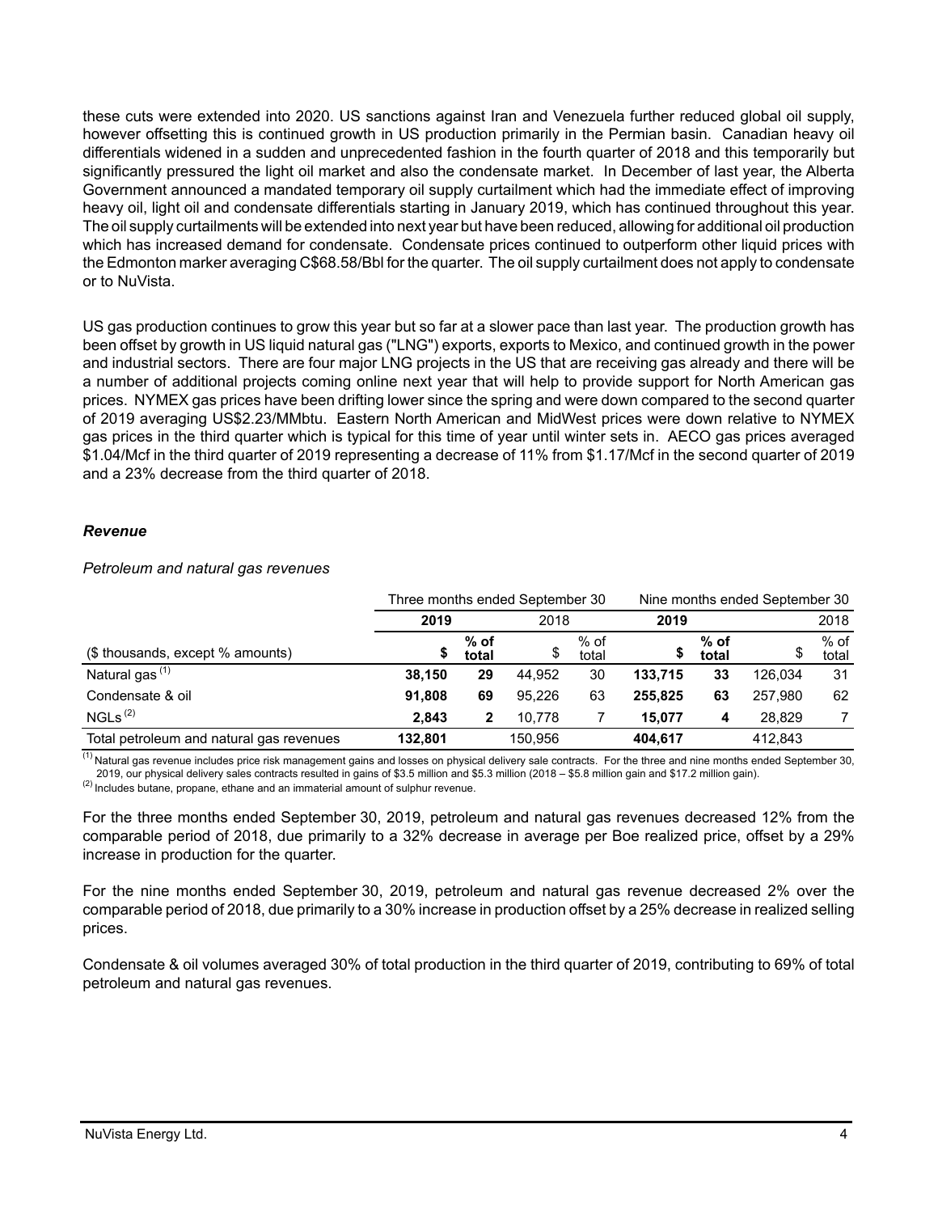these cuts were extended into 2020. US sanctions against Iran and Venezuela further reduced global oil supply, however offsetting this is continued growth in US production primarily in the Permian basin. Canadian heavy oil differentials widened in a sudden and unprecedented fashion in the fourth quarter of 2018 and this temporarily but significantly pressured the light oil market and also the condensate market. In December of last year, the Alberta Government announced a mandated temporary oil supply curtailment which had the immediate effect of improving heavy oil, light oil and condensate differentials starting in January 2019, which has continued throughout this year. The oil supply curtailments will be extended into next year but have been reduced, allowing for additional oil production which has increased demand for condensate. Condensate prices continued to outperform other liquid prices with the Edmonton marker averaging C$68.58/Bbl for the quarter. The oil supply curtailment does not apply to condensate or to NuVista.

US gas production continues to grow this year but so far at a slower pace than last year. The production growth has been offset by growth in US liquid natural gas ("LNG") exports, exports to Mexico, and continued growth in the power and industrial sectors. There are four major LNG projects in the US that are receiving gas already and there will be a number of additional projects coming online next year that will help to provide support for North American gas prices. NYMEX gas prices have been drifting lower since the spring and were down compared to the second quarter of 2019 averaging US$2.23/MMbtu. Eastern North American and MidWest prices were down relative to NYMEX gas prices in the third quarter which is typical for this time of year until winter sets in. AECO gas prices averaged $1.04/Mcf in the third quarter of 2019 representing a decrease of 11% from $1.17/Mcf in the second quarter of 2019 and a 23% decrease from the third quarter of 2018.

### *Revenue*

*Petroleum and natural gas revenues*

| | Three months ended September 30 | | | | Nine months ended September 30 | | | |
|---|---|---|---|---|---|---|---|---|
| | **2019** | | 2018 | | **2019** | | 2018 | |
| ($ thousands, except % amounts) | **$** | **% of total** | $ | % of total | **$** | **% of total** | $ | % of total |
| Natural gas [(1)] | **38,150** | **29** | 44,952 | 30 | **133,715** | **33** | 126,034 | 31 |
| Condensate & oil | **91,808** | **69** | 95,226 | 63 | **255,825** | **63** | 257,980 | 62 |
| NGLs [(2)] | **2,843** | **2** | 10,778 | 7 | **15,077** | **4** | 28,829 | 7 |
| Total petroleum and natural gas revenues | **132,801** | | 150,956 | | **404,617** | | 412,843 | |

[(1)] Natural gas revenue includes price risk management gains and losses on physical delivery sale contracts. For the three and nine months ended September 30, 2019, our physical delivery sales contracts resulted in gains of $3.5 million and $5.3 million (2018 – $5.8 million gain and $17.2 million gain).
[(2)] Includes butane, propane, ethane and an immaterial amount of sulphur revenue.

For the three months ended September 30, 2019, petroleum and natural gas revenues decreased 12% from the comparable period of 2018, due primarily to a 32% decrease in average per Boe realized price, offset by a 29% increase in production for the quarter.

For the nine months ended September 30, 2019, petroleum and natural gas revenue decreased 2% over the comparable period of 2018, due primarily to a 30% increase in production offset by a 25% decrease in realized selling prices.

Condensate & oil volumes averaged 30% of total production in the third quarter of 2019, contributing to 69% of total petroleum and natural gas revenues.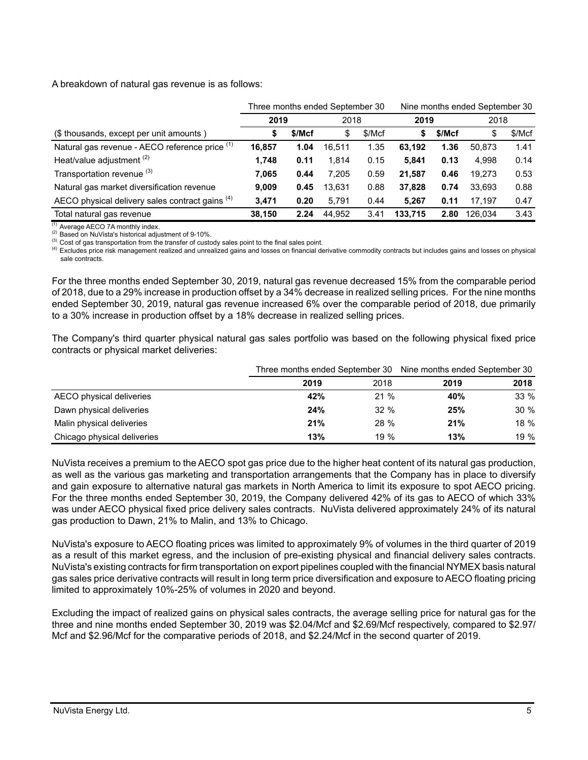A breakdown of natural gas revenue is as follows:

| | Three months ended September 30 | | | | Nine months ended September 30 | | | |
|---|---|---|---|---|---|---|---|---|
| | **2019** | | 2018 | | **2019** | | 2018 | |
| ($ thousands, except per unit amounts ) | **$** | **$/Mcf** | $ | $/Mcf | **$** | **$/Mcf** | $ | $/Mcf |
| Natural gas revenue - AECO reference price [(1)] | **16,857** | **1.04** | 16,511 | 1.35 | **63,192** | **1.36** | 50,873 | 1.41 |
| Heat/value adjustment [(2)] | **1,748** | **0.11** | 1,814 | 0.15 | **5,841** | **0.13** | 4,998 | 0.14 |
| Transportation revenue [(3)] | **7,065** | **0.44** | 7,205 | 0.59 | **21,587** | **0.46** | 19,273 | 0.53 |
| Natural gas market diversification revenue | **9,009** | **0.45** | 13,631 | 0.88 | **37,828** | **0.74** | 33,693 | 0.88 |
| AECO physical delivery sales contract gains [(4)] | **3,471** | **0.20** | 5,791 | 0.44 | **5,267** | **0.11** | 17,197 | 0.47 |
| Total natural gas revenue | **38,150** | **2.24** | 44,952 | 3.41 | **133,715** | **2.80** | 126,034 | 3.43 |

[(1)] Average AECO 7A monthly index.
[(2)] Based on NuVista's historical adjustment of 9-10%.
[(3)] Cost of gas transportation from the transfer of custody sales point to the final sales point.
[(4)] Excludes price risk management realized and unrealized gains and losses on financial derivative commodity contracts but includes gains and losses on physical sale contracts.

For the three months ended September 30, 2019, natural gas revenue decreased 15% from the comparable period of 2018, due to a 29% increase in production offset by a 34% decrease in realized selling prices. For the nine months ended September 30, 2019, natural gas revenue increased 6% over the comparable period of 2018, due primarily to a 30% increase in production offset by a 18% decrease in realized selling prices.

The Company's third quarter physical natural gas sales portfolio was based on the following physical fixed price contracts or physical market deliveries:

| | Three months ended September 30 | | Nine months ended September 30 | |
|---|---|---|---|---|
| | **2019** | 2018 | **2019** | **2018** |
| AECO physical deliveries | **42%** | 21 % | **40%** | 33 % |
| Dawn physical deliveries | **24%** | 32 % | **25%** | 30 % |
| Malin physical deliveries | **21%** | 28 % | **21%** | 18 % |
| Chicago physical deliveries | **13%** | 19 % | **13%** | 19 % |

NuVista receives a premium to the AECO spot gas price due to the higher heat content of its natural gas production, as well as the various gas marketing and transportation arrangements that the Company has in place to diversify and gain exposure to alternative natural gas markets in North America to limit its exposure to spot AECO pricing. For the three months ended September 30, 2019, the Company delivered 42% of its gas to AECO of which 33% was under AECO physical fixed price delivery sales contracts. NuVista delivered approximately 24% of its natural gas production to Dawn, 21% to Malin, and 13% to Chicago.

NuVista's exposure to AECO floating prices was limited to approximately 9% of volumes in the third quarter of 2019 as a result of this market egress, and the inclusion of pre-existing physical and financial delivery sales contracts. NuVista's existing contracts for firm transportation on export pipelines coupled with the financial NYMEX basis natural gas sales price derivative contracts will result in long term price diversification and exposure to AECO floating pricing limited to approximately 10%-25% of volumes in 2020 and beyond.

Excluding the impact of realized gains on physical sales contracts, the average selling price for natural gas for the three and nine months ended September 30, 2019 was $2.04/Mcf and $2.69/Mcf respectively, compared to $2.97/Mcf and $2.96/Mcf for the comparative periods of 2018, and $2.24/Mcf in the second quarter of 2019.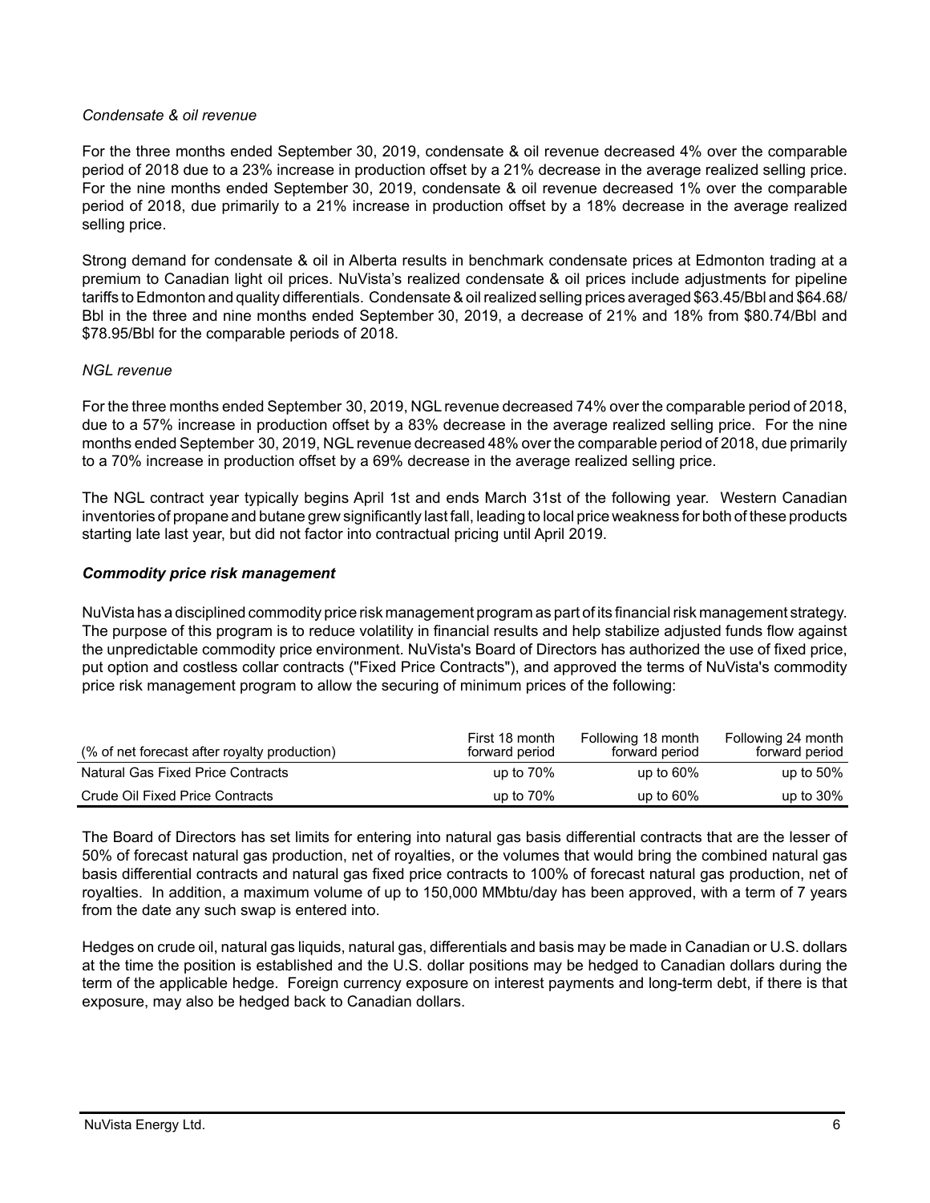*Condensate & oil revenue*

For the three months ended September 30, 2019, condensate & oil revenue decreased 4% over the comparable period of 2018 due to a 23% increase in production offset by a 21% decrease in the average realized selling price. For the nine months ended September 30, 2019, condensate & oil revenue decreased 1% over the comparable period of 2018, due primarily to a 21% increase in production offset by a 18% decrease in the average realized selling price.

Strong demand for condensate & oil in Alberta results in benchmark condensate prices at Edmonton trading at a premium to Canadian light oil prices. NuVista's realized condensate & oil prices include adjustments for pipeline tariffs to Edmonton and quality differentials. Condensate & oil realized selling prices averaged $63.45/Bbl and $64.68/Bbl in the three and nine months ended September 30, 2019, a decrease of 21% and 18% from $80.74/Bbl and $78.95/Bbl for the comparable periods of 2018.

*NGL revenue*

For the three months ended September 30, 2019, NGL revenue decreased 74% over the comparable period of 2018, due to a 57% increase in production offset by a 83% decrease in the average realized selling price. For the nine months ended September 30, 2019, NGL revenue decreased 48% over the comparable period of 2018, due primarily to a 70% increase in production offset by a 69% decrease in the average realized selling price.

The NGL contract year typically begins April 1st and ends March 31st of the following year. Western Canadian inventories of propane and butane grew significantly last fall, leading to local price weakness for both of these products starting late last year, but did not factor into contractual pricing until April 2019.

***Commodity price risk management***

NuVista has a disciplined commodity price risk management program as part of its financial risk management strategy. The purpose of this program is to reduce volatility in financial results and help stabilize adjusted funds flow against the unpredictable commodity price environment. NuVista's Board of Directors has authorized the use of fixed price, put option and costless collar contracts ("Fixed Price Contracts"), and approved the terms of NuVista's commodity price risk management program to allow the securing of minimum prices of the following:

| (% of net forecast after royalty production) | First 18 month forward period | Following 18 month forward period | Following 24 month forward period |
|---|---|---|---|
| Natural Gas Fixed Price Contracts | up to 70% | up to 60% | up to 50% |
| Crude Oil Fixed Price Contracts | up to 70% | up to 60% | up to 30% |

The Board of Directors has set limits for entering into natural gas basis differential contracts that are the lesser of 50% of forecast natural gas production, net of royalties, or the volumes that would bring the combined natural gas basis differential contracts and natural gas fixed price contracts to 100% of forecast natural gas production, net of royalties. In addition, a maximum volume of up to 150,000 MMbtu/day has been approved, with a term of 7 years from the date any such swap is entered into.

Hedges on crude oil, natural gas liquids, natural gas, differentials and basis may be made in Canadian or U.S. dollars at the time the position is established and the U.S. dollar positions may be hedged to Canadian dollars during the term of the applicable hedge. Foreign currency exposure on interest payments and long-term debt, if there is that exposure, may also be hedged back to Canadian dollars.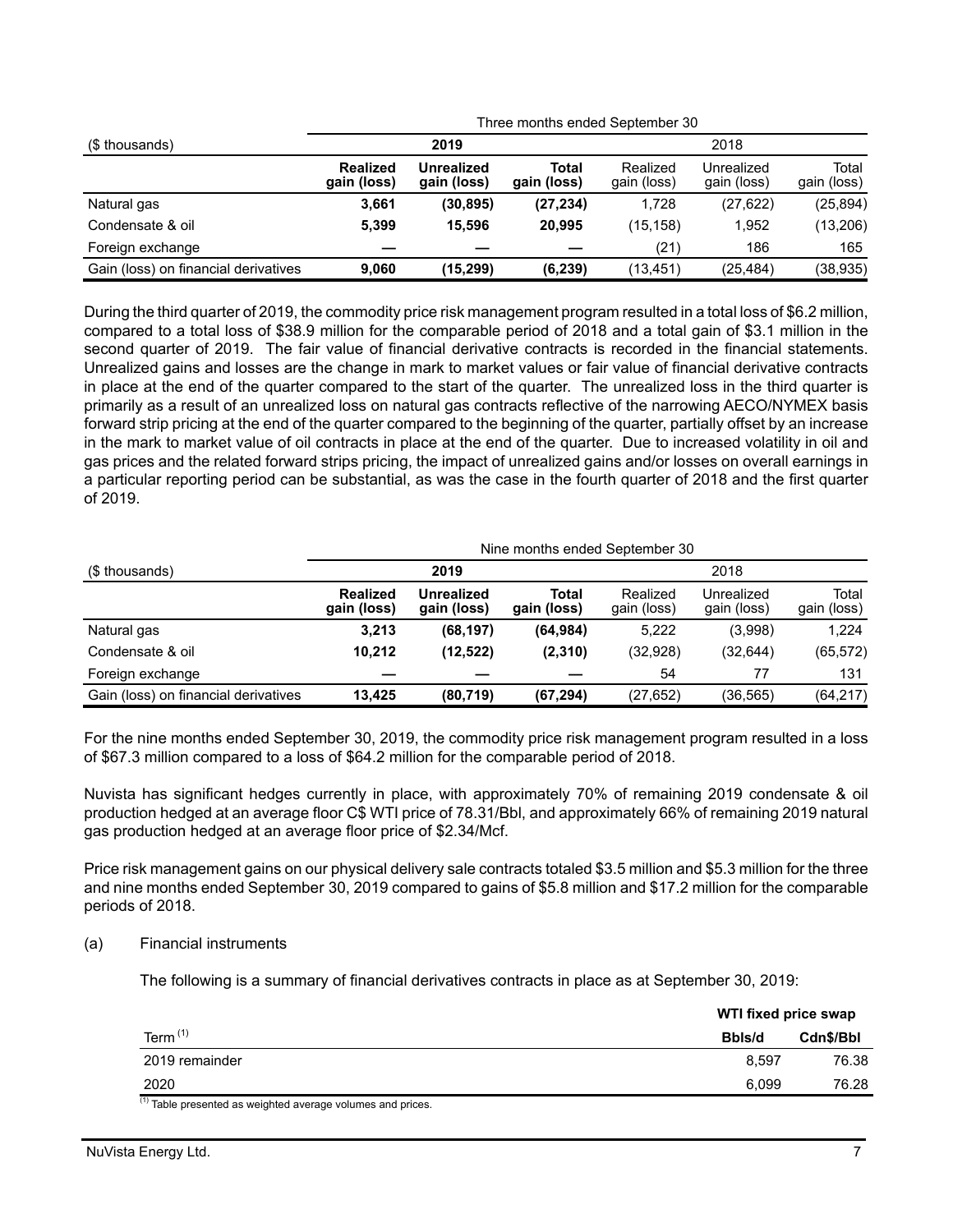| | Three months ended September 30 | | | | | |
|---|---|---|---|---|---|---|
| ($ thousands) | **2019** | | | 2018 | | |
| | **Realized gain (loss)** | **Unrealized gain (loss)** | **Total gain (loss)** | Realized gain (loss) | Unrealized gain (loss) | Total gain (loss) |
| Natural gas | **3,661** | **(30,895)** | **(27,234)** | 1,728 | (27,622) | (25,894) |
| Condensate & oil | **5,399** | **15,596** | **20,995** | (15,158) | 1,952 | (13,206) |
| Foreign exchange | **—** | **—** | **—** | (21) | 186 | 165 |
| Gain (loss) on financial derivatives | **9,060** | **(15,299)** | **(6,239)** | (13,451) | (25,484) | (38,935) |

During the third quarter of 2019, the commodity price risk management program resulted in a total loss of $6.2 million, compared to a total loss of $38.9 million for the comparable period of 2018 and a total gain of $3.1 million in the second quarter of 2019. The fair value of financial derivative contracts is recorded in the financial statements. Unrealized gains and losses are the change in mark to market values or fair value of financial derivative contracts in place at the end of the quarter compared to the start of the quarter. The unrealized loss in the third quarter is primarily as a result of an unrealized loss on natural gas contracts reflective of the narrowing AECO/NYMEX basis forward strip pricing at the end of the quarter compared to the beginning of the quarter, partially offset by an increase in the mark to market value of oil contracts in place at the end of the quarter. Due to increased volatility in oil and gas prices and the related forward strips pricing, the impact of unrealized gains and/or losses on overall earnings in a particular reporting period can be substantial, as was the case in the fourth quarter of 2018 and the first quarter of 2019.

| | Nine months ended September 30 | | | | | |
|---|---|---|---|---|---|---|
| ($ thousands) | **2019** | | | 2018 | | |
| | **Realized gain (loss)** | **Unrealized gain (loss)** | **Total gain (loss)** | Realized gain (loss) | Unrealized gain (loss) | Total gain (loss) |
| Natural gas | **3,213** | **(68,197)** | **(64,984)** | 5,222 | (3,998) | 1,224 |
| Condensate & oil | **10,212** | **(12,522)** | **(2,310)** | (32,928) | (32,644) | (65,572) |
| Foreign exchange | **—** | **—** | **—** | 54 | 77 | 131 |
| Gain (loss) on financial derivatives | **13,425** | **(80,719)** | **(67,294)** | (27,652) | (36,565) | (64,217) |

For the nine months ended September 30, 2019, the commodity price risk management program resulted in a loss of $67.3 million compared to a loss of $64.2 million for the comparable period of 2018.

Nuvista has significant hedges currently in place, with approximately 70% of remaining 2019 condensate & oil production hedged at an average floor C$ WTI price of 78.31/Bbl, and approximately 66% of remaining 2019 natural gas production hedged at an average floor price of $2.34/Mcf.

Price risk management gains on our physical delivery sale contracts totaled $3.5 million and $5.3 million for the three and nine months ended September 30, 2019 compared to gains of $5.8 million and $17.2 million for the comparable periods of 2018.

(a) Financial instruments

The following is a summary of financial derivatives contracts in place as at September 30, 2019:

| | **WTI fixed price swap** | |
|---|---|---|
| Term [1] | **Bbls/d** | **Cdn$/Bbl** |
| 2019 remainder | 8,597 | 76.38 |
| 2020 | 6,099 | 76.28 |

[1] Table presented as weighted average volumes and prices.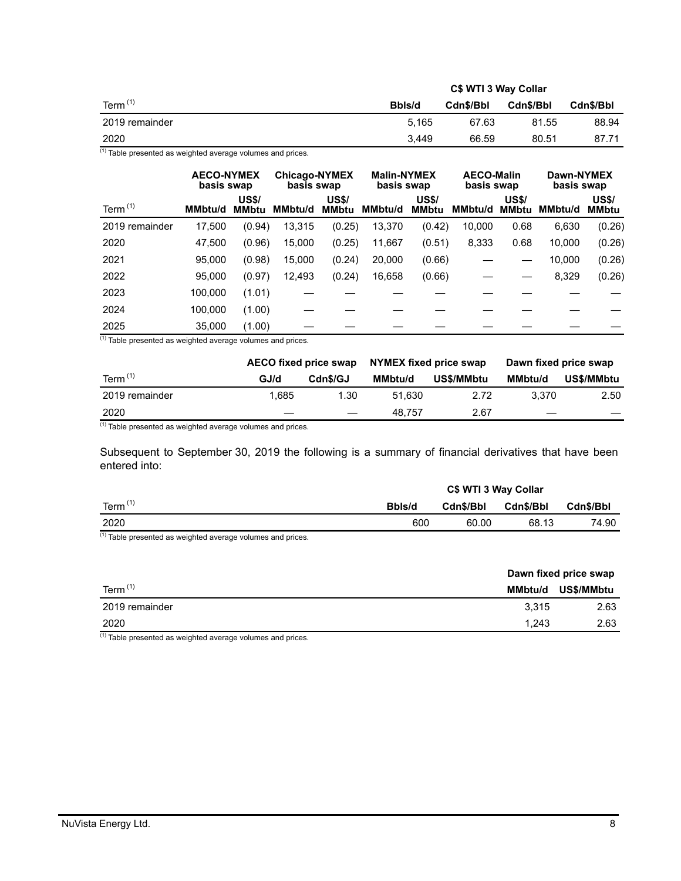| Term [(1)] | C$ WTI 3 Way Collar | | | |
|---|---|---|---|---|
| | Bbls/d | Cdn$/Bbl | Cdn$/Bbl | Cdn$/Bbl |
| 2019 remainder | 5,165 | 67.63 | 81.55 | 88.94 |
| 2020 | 3,449 | 66.59 | 80.51 | 87.71 |

[(1)] Table presented as weighted average volumes and prices.

| Term [(1)] | AECO-NYMEX basis swap | | Chicago-NYMEX basis swap | | Malin-NYMEX basis swap | | AECO-Malin basis swap | | Dawn-NYMEX basis swap | |
|---|---|---|---|---|---|---|---|---|---|---|
| | MMbtu/d | US$/ MMbtu | MMbtu/d | US$/ MMbtu | MMbtu/d | US$/ MMbtu | MMbtu/d | US$/ MMbtu | MMbtu/d | US$/ MMbtu |
| 2019 remainder | 17,500 | (0.94) | 13,315 | (0.25) | 13,370 | (0.42) | 10,000 | 0.68 | 6,630 | (0.26) |
| 2020 | 47,500 | (0.96) | 15,000 | (0.25) | 11,667 | (0.51) | 8,333 | 0.68 | 10,000 | (0.26) |
| 2021 | 95,000 | (0.98) | 15,000 | (0.24) | 20,000 | (0.66) | — | — | 10,000 | (0.26) |
| 2022 | 95,000 | (0.97) | 12,493 | (0.24) | 16,658 | (0.66) | — | — | 8,329 | (0.26) |
| 2023 | 100,000 | (1.01) | — | — | — | — | — | — | — | — |
| 2024 | 100,000 | (1.00) | — | — | — | — | — | — | — | — |
| 2025 | 35,000 | (1.00) | — | — | — | — | — | — | — | — |

[(1)] Table presented as weighted average volumes and prices.

| Term [(1)] | AECO fixed price swap | | NYMEX fixed price swap | | Dawn fixed price swap | |
|---|---|---|---|---|---|---|
| | GJ/d | Cdn$/GJ | MMbtu/d | US$/MMbtu | MMbtu/d | US$/MMbtu |
| 2019 remainder | 1,685 | 1.30 | 51,630 | 2.72 | 3,370 | 2.50 |
| 2020 | — | — | 48,757 | 2.67 | — | — |

[(1)] Table presented as weighted average volumes and prices.

Subsequent to September 30, 2019 the following is a summary of financial derivatives that have been entered into:

| Term [(1)] | C$ WTI 3 Way Collar | | | |
|---|---|---|---|---|
| | Bbls/d | Cdn$/Bbl | Cdn$/Bbl | Cdn$/Bbl |
| 2020 | 600 | 60.00 | 68.13 | 74.90 |

[(1)] Table presented as weighted average volumes and prices.

| Term [(1)] | Dawn fixed price swap | |
|---|---|---|
| | MMbtu/d | US$/MMbtu |
| 2019 remainder | 3,315 | 2.63 |
| 2020 | 1,243 | 2.63 |

[(1)] Table presented as weighted average volumes and prices.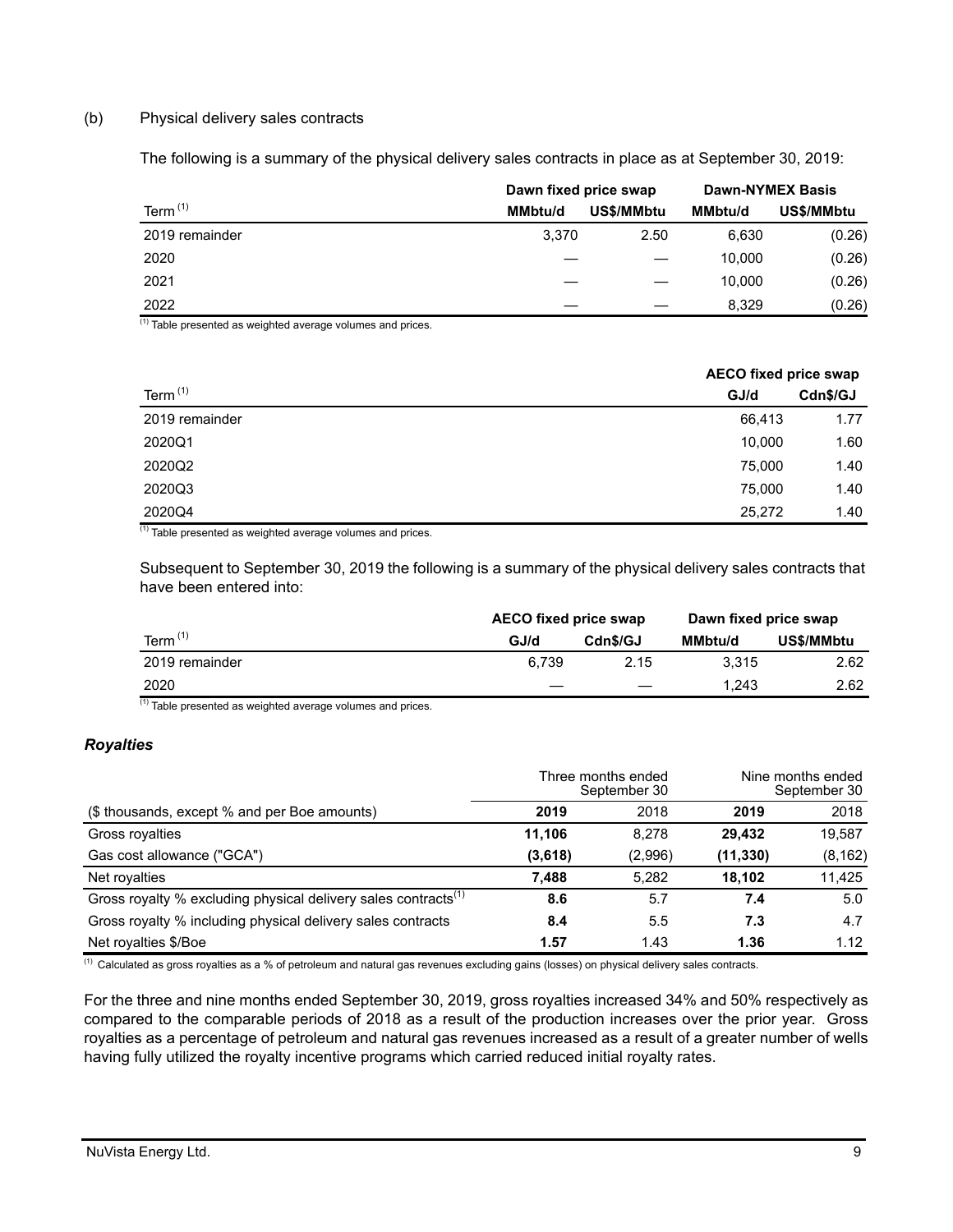(b) Physical delivery sales contracts

The following is a summary of the physical delivery sales contracts in place as at September 30, 2019:

| | Dawn fixed price swap | | Dawn-NYMEX Basis | |
|---|---|---|---|---|
| Term [(1)] | MMbtu/d | US$/MMbtu | MMbtu/d | US$/MMbtu |
| 2019 remainder | 3,370 | 2.50 | 6,630 | (0.26) |
| 2020 | — | — | 10,000 | (0.26) |
| 2021 | — | — | 10,000 | (0.26) |
| 2022 | — | — | 8,329 | (0.26) |

[(1)] Table presented as weighted average volumes and prices.

| | AECO fixed price swap | |
|---|---|---|
| Term [(1)] | GJ/d | Cdn$/GJ |
| 2019 remainder | 66,413 | 1.77 |
| 2020Q1 | 10,000 | 1.60 |
| 2020Q2 | 75,000 | 1.40 |
| 2020Q3 | 75,000 | 1.40 |
| 2020Q4 | 25,272 | 1.40 |

[(1)] Table presented as weighted average volumes and prices.

Subsequent to September 30, 2019 the following is a summary of the physical delivery sales contracts that have been entered into:

| | AECO fixed price swap | | Dawn fixed price swap | |
|---|---|---|---|---|
| Term [(1)] | GJ/d | Cdn$/GJ | MMbtu/d | US$/MMbtu |
| 2019 remainder | 6,739 | 2.15 | 3,315 | 2.62 |
| 2020 | — | — | 1,243 | 2.62 |

[(1)] Table presented as weighted average volumes and prices.

### *Royalties*

| | Three months ended September 30 | | Nine months ended September 30 | |
|---|---|---|---|---|
| ($ thousands, except % and per Boe amounts) | **2019** | 2018 | **2019** | 2018 |
| Gross royalties | **11,106** | 8,278 | **29,432** | 19,587 |
| Gas cost allowance ("GCA") | **(3,618)** | (2,996) | **(11,330)** | (8,162) |
| Net royalties | **7,488** | 5,282 | **18,102** | 11,425 |
| Gross royalty % excluding physical delivery sales contracts[(1)] | **8.6** | 5.7 | **7.4** | 5.0 |
| Gross royalty % including physical delivery sales contracts | **8.4** | 5.5 | **7.3** | 4.7 |
| Net royalties $/Boe | **1.57** | 1.43 | **1.36** | 1.12 |

[(1)] Calculated as gross royalties as a % of petroleum and natural gas revenues excluding gains (losses) on physical delivery sales contracts.

For the three and nine months ended September 30, 2019, gross royalties increased 34% and 50% respectively as compared to the comparable periods of 2018 as a result of the production increases over the prior year. Gross royalties as a percentage of petroleum and natural gas revenues increased as a result of a greater number of wells having fully utilized the royalty incentive programs which carried reduced initial royalty rates.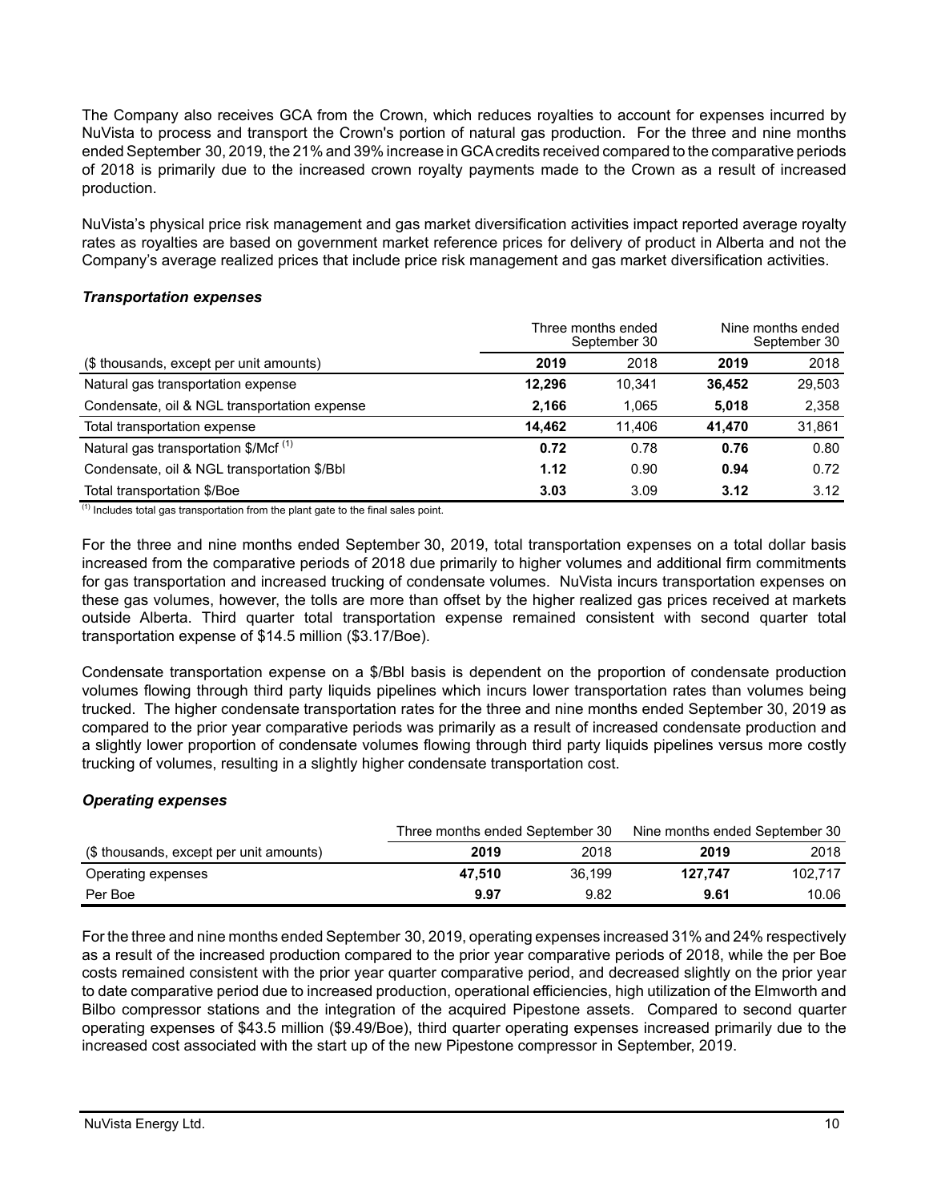The Company also receives GCA from the Crown, which reduces royalties to account for expenses incurred by NuVista to process and transport the Crown's portion of natural gas production. For the three and nine months ended September 30, 2019, the 21% and 39% increase in GCA credits received compared to the comparative periods of 2018 is primarily due to the increased crown royalty payments made to the Crown as a result of increased production.

NuVista's physical price risk management and gas market diversification activities impact reported average royalty rates as royalties are based on government market reference prices for delivery of product in Alberta and not the Company's average realized prices that include price risk management and gas market diversification activities.

### *Transportation expenses*

| | Three months ended September 30 | | Nine months ended September 30 | |
|---|---|---|---|---|
| ($ thousands, except per unit amounts) | **2019** | 2018 | **2019** | 2018 |
| Natural gas transportation expense | **12,296** | 10,341 | **36,452** | 29,503 |
| Condensate, oil & NGL transportation expense | **2,166** | 1,065 | **5,018** | 2,358 |
| Total transportation expense | **14,462** | 11,406 | **41,470** | 31,861 |
| Natural gas transportation $/Mcf [(1)] | **0.72** | 0.78 | **0.76** | 0.80 |
| Condensate, oil & NGL transportation $/Bbl | **1.12** | 0.90 | **0.94** | 0.72 |
| Total transportation $/Boe | **3.03** | 3.09 | **3.12** | 3.12 |

[(1)] Includes total gas transportation from the plant gate to the final sales point.

For the three and nine months ended September 30, 2019, total transportation expenses on a total dollar basis increased from the comparative periods of 2018 due primarily to higher volumes and additional firm commitments for gas transportation and increased trucking of condensate volumes. NuVista incurs transportation expenses on these gas volumes, however, the tolls are more than offset by the higher realized gas prices received at markets outside Alberta. Third quarter total transportation expense remained consistent with second quarter total transportation expense of $14.5 million ($3.17/Boe).

Condensate transportation expense on a $/Bbl basis is dependent on the proportion of condensate production volumes flowing through third party liquids pipelines which incurs lower transportation rates than volumes being trucked. The higher condensate transportation rates for the three and nine months ended September 30, 2019 as compared to the prior year comparative periods was primarily as a result of increased condensate production and a slightly lower proportion of condensate volumes flowing through third party liquids pipelines versus more costly trucking of volumes, resulting in a slightly higher condensate transportation cost.

### *Operating expenses*

| | Three months ended September 30 | | Nine months ended September 30 | |
|---|---|---|---|---|
| ($ thousands, except per unit amounts) | **2019** | 2018 | **2019** | 2018 |
| Operating expenses | **47,510** | 36,199 | **127,747** | 102,717 |
| Per Boe | **9.97** | 9.82 | **9.61** | 10.06 |

For the three and nine months ended September 30, 2019, operating expenses increased 31% and 24% respectively as a result of the increased production compared to the prior year comparative periods of 2018, while the per Boe costs remained consistent with the prior year quarter comparative period, and decreased slightly on the prior year to date comparative period due to increased production, operational efficiencies, high utilization of the Elmworth and Bilbo compressor stations and the integration of the acquired Pipestone assets. Compared to second quarter operating expenses of $43.5 million ($9.49/Boe), third quarter operating expenses increased primarily due to the increased cost associated with the start up of the new Pipestone compressor in September, 2019.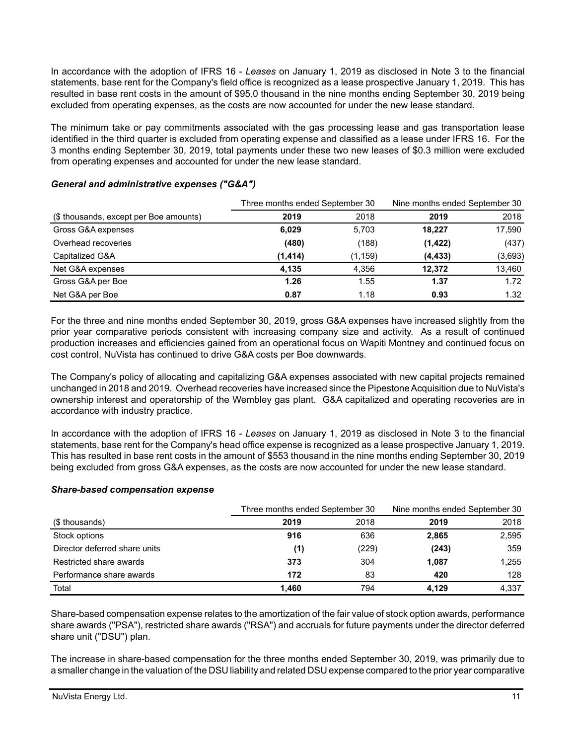In accordance with the adoption of IFRS 16 - *Leases* on January 1, 2019 as disclosed in Note 3 to the financial statements, base rent for the Company's field office is recognized as a lease prospective January 1, 2019. This has resulted in base rent costs in the amount of $95.0 thousand in the nine months ending September 30, 2019 being excluded from operating expenses, as the costs are now accounted for under the new lease standard.

The minimum take or pay commitments associated with the gas processing lease and gas transportation lease identified in the third quarter is excluded from operating expense and classified as a lease under IFRS 16. For the 3 months ending September 30, 2019, total payments under these two new leases of $0.3 million were excluded from operating expenses and accounted for under the new lease standard.

### *General and administrative expenses ("G&A")*

| | Three months ended September 30 | | Nine months ended September 30 | |
|---|---|---|---|---|
| ($ thousands, except per Boe amounts) | **2019** | 2018 | **2019** | 2018 |
| Gross G&A expenses | **6,029** | 5,703 | **18,227** | 17,590 |
| Overhead recoveries | **(480)** | (188) | **(1,422)** | (437) |
| Capitalized G&A | **(1,414)** | (1,159) | **(4,433)** | (3,693) |
| Net G&A expenses | **4,135** | 4,356 | **12,372** | 13,460 |
| Gross G&A per Boe | **1.26** | 1.55 | **1.37** | 1.72 |
| Net G&A per Boe | **0.87** | 1.18 | **0.93** | 1.32 |

For the three and nine months ended September 30, 2019, gross G&A expenses have increased slightly from the prior year comparative periods consistent with increasing company size and activity. As a result of continued production increases and efficiencies gained from an operational focus on Wapiti Montney and continued focus on cost control, NuVista has continued to drive G&A costs per Boe downwards.

The Company's policy of allocating and capitalizing G&A expenses associated with new capital projects remained unchanged in 2018 and 2019. Overhead recoveries have increased since the Pipestone Acquisition due to NuVista's ownership interest and operatorship of the Wembley gas plant. G&A capitalized and operating recoveries are in accordance with industry practice.

In accordance with the adoption of IFRS 16 - *Leases* on January 1, 2019 as disclosed in Note 3 to the financial statements, base rent for the Company's head office expense is recognized as a lease prospective January 1, 2019. This has resulted in base rent costs in the amount of $553 thousand in the nine months ending September 30, 2019 being excluded from gross G&A expenses, as the costs are now accounted for under the new lease standard.

### *Share-based compensation expense*

| | Three months ended September 30 | | Nine months ended September 30 | |
|---|---|---|---|---|
| ($ thousands) | **2019** | 2018 | **2019** | 2018 |
| Stock options | **916** | 636 | **2,865** | 2,595 |
| Director deferred share units | **(1)** | (229) | **(243)** | 359 |
| Restricted share awards | **373** | 304 | **1,087** | 1,255 |
| Performance share awards | **172** | 83 | **420** | 128 |
| Total | **1,460** | 794 | **4,129** | 4,337 |

Share-based compensation expense relates to the amortization of the fair value of stock option awards, performance share awards ("PSA"), restricted share awards ("RSA") and accruals for future payments under the director deferred share unit ("DSU") plan.

The increase in share-based compensation for the three months ended September 30, 2019, was primarily due to a smaller change in the valuation of the DSU liability and related DSU expense compared to the prior year comparative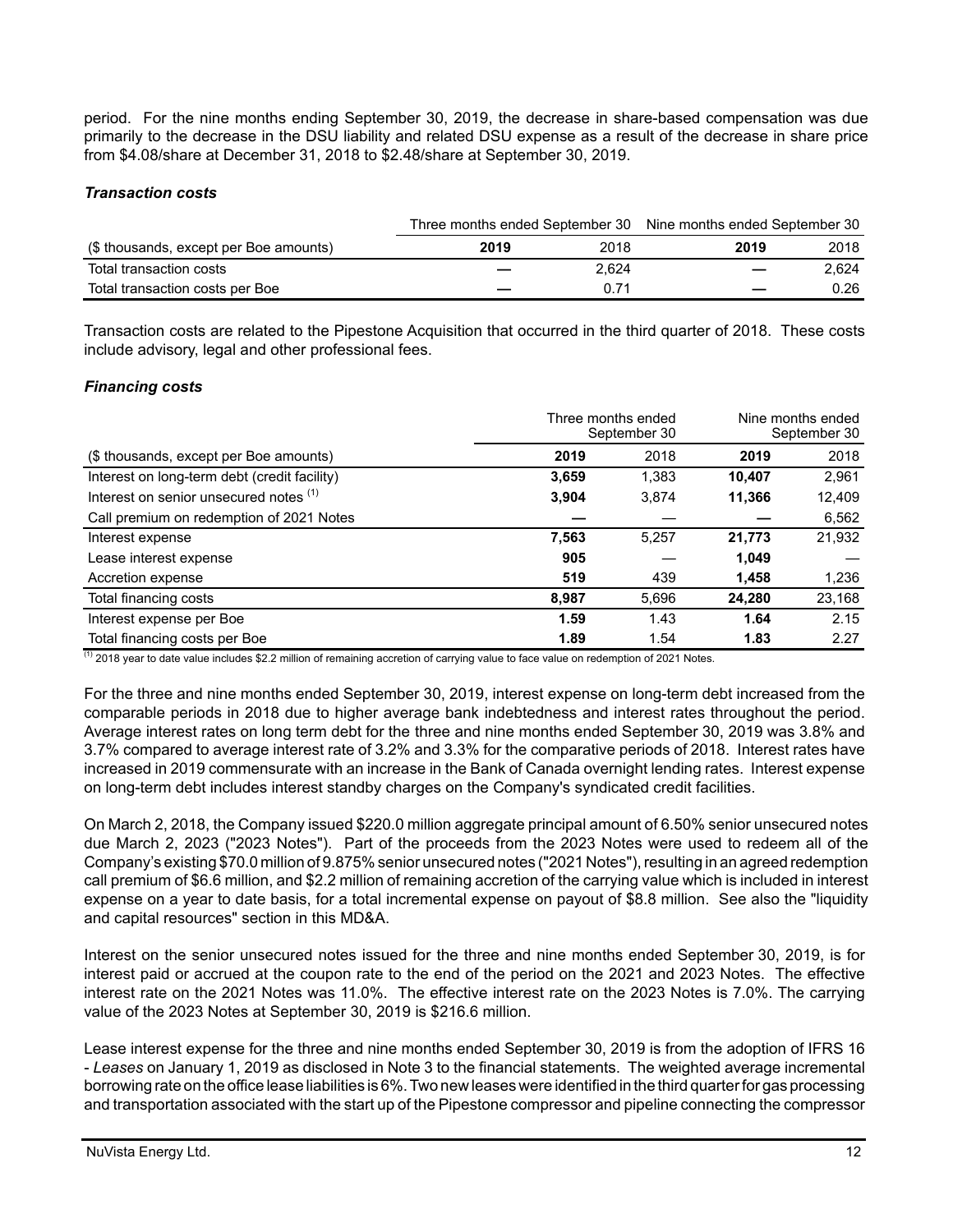period. For the nine months ending September 30, 2019, the decrease in share-based compensation was due primarily to the decrease in the DSU liability and related DSU expense as a result of the decrease in share price from $4.08/share at December 31, 2018 to $2.48/share at September 30, 2019.

### *Transaction costs*

| | Three months ended September 30 | | Nine months ended September 30 | |
|---|---|---|---|---|
| ($ thousands, except per Boe amounts) | **2019** | 2018 | **2019** | 2018 |
| Total transaction costs | **—** | 2,624 | **—** | 2,624 |
| Total transaction costs per Boe | **—** | 0.71 | **—** | 0.26 |

Transaction costs are related to the Pipestone Acquisition that occurred in the third quarter of 2018. These costs include advisory, legal and other professional fees.

### *Financing costs*

| | Three months ended September 30 | | Nine months ended September 30 | |
|---|---|---|---|---|
| ($ thousands, except per Boe amounts) | **2019** | 2018 | **2019** | 2018 |
| Interest on long-term debt (credit facility) | **3,659** | 1,383 | **10,407** | 2,961 |
| Interest on senior unsecured notes [(1)] | **3,904** | 3,874 | **11,366** | 12,409 |
| Call premium on redemption of 2021 Notes | **—** | — | **—** | 6,562 |
| Interest expense | **7,563** | 5,257 | **21,773** | 21,932 |
| Lease interest expense | **905** | — | **1,049** | — |
| Accretion expense | **519** | 439 | **1,458** | 1,236 |
| Total financing costs | **8,987** | 5,696 | **24,280** | 23,168 |
| Interest expense per Boe | **1.59** | 1.43 | **1.64** | 2.15 |
| Total financing costs per Boe | **1.89** | 1.54 | **1.83** | 2.27 |

[(1)] 2018 year to date value includes $2.2 million of remaining accretion of carrying value to face value on redemption of 2021 Notes.

For the three and nine months ended September 30, 2019, interest expense on long-term debt increased from the comparable periods in 2018 due to higher average bank indebtedness and interest rates throughout the period. Average interest rates on long term debt for the three and nine months ended September 30, 2019 was 3.8% and 3.7% compared to average interest rate of 3.2% and 3.3% for the comparative periods of 2018. Interest rates have increased in 2019 commensurate with an increase in the Bank of Canada overnight lending rates. Interest expense on long-term debt includes interest standby charges on the Company's syndicated credit facilities.

On March 2, 2018, the Company issued $220.0 million aggregate principal amount of 6.50% senior unsecured notes due March 2, 2023 ("2023 Notes"). Part of the proceeds from the 2023 Notes were used to redeem all of the Company's existing $70.0 million of 9.875% senior unsecured notes ("2021 Notes"), resulting in an agreed redemption call premium of $6.6 million, and $2.2 million of remaining accretion of the carrying value which is included in interest expense on a year to date basis, for a total incremental expense on payout of $8.8 million. See also the "liquidity and capital resources" section in this MD&A.

Interest on the senior unsecured notes issued for the three and nine months ended September 30, 2019, is for interest paid or accrued at the coupon rate to the end of the period on the 2021 and 2023 Notes. The effective interest rate on the 2021 Notes was 11.0%. The effective interest rate on the 2023 Notes is 7.0%. The carrying value of the 2023 Notes at September 30, 2019 is $216.6 million.

Lease interest expense for the three and nine months ended September 30, 2019 is from the adoption of IFRS 16 - *Leases* on January 1, 2019 as disclosed in Note 3 to the financial statements. The weighted average incremental borrowing rate on the office lease liabilities is 6%. Two new leases were identified in the third quarter for gas processing and transportation associated with the start up of the Pipestone compressor and pipeline connecting the compressor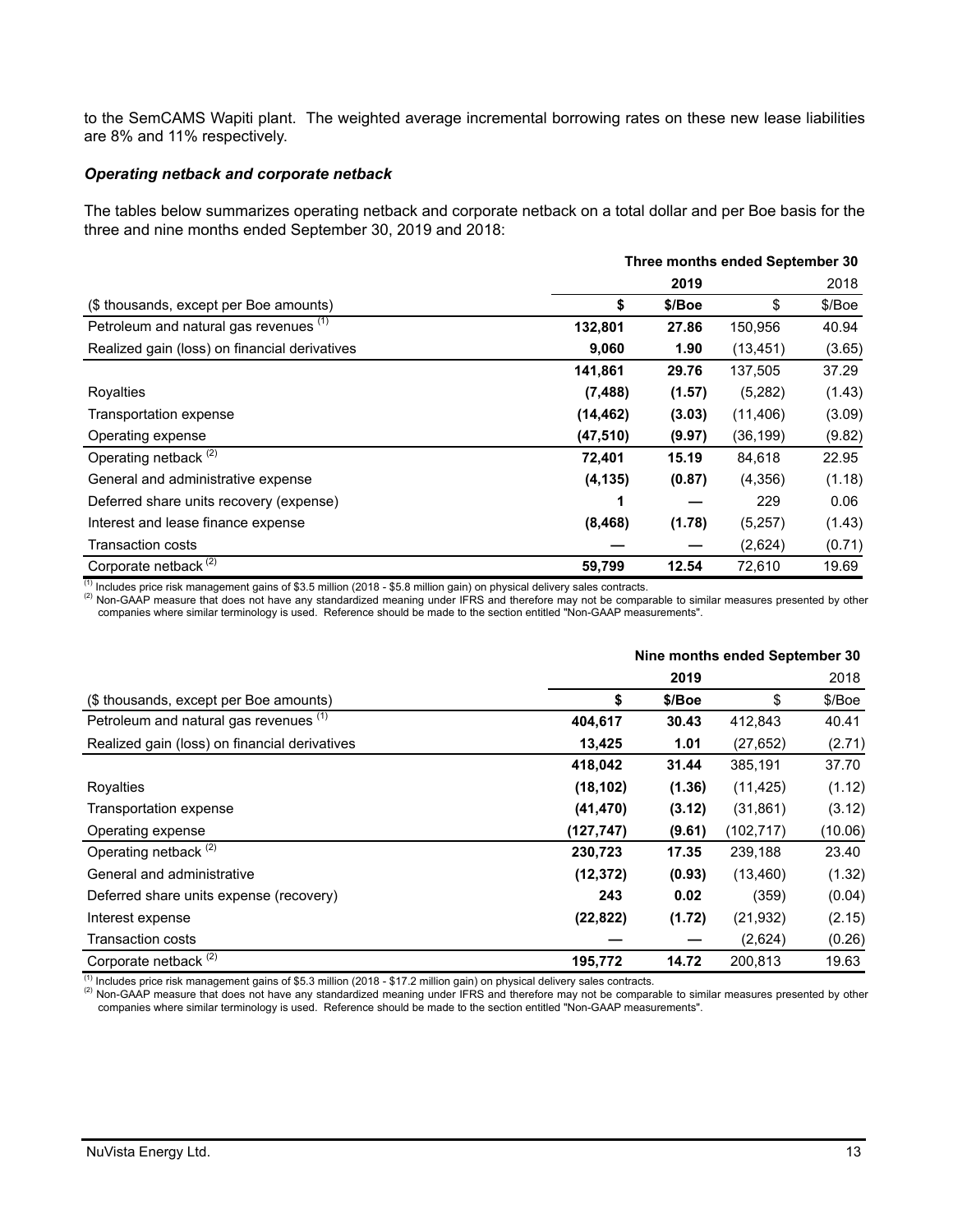to the SemCAMS Wapiti plant. The weighted average incremental borrowing rates on these new lease liabilities are 8% and 11% respectively.

***Operating netback and corporate netback***

The tables below summarizes operating netback and corporate netback on a total dollar and per Boe basis for the three and nine months ended September 30, 2019 and 2018:

| | Three months ended September 30 | | | |
|---|---|---|---|---|
| | | **2019** | | 2018 |
| ($ thousands, except per Boe amounts) | **$** | **$/Boe** | $ | $/Boe |
| Petroleum and natural gas revenues [1] | **132,801** | **27.86** | 150,956 | 40.94 |
| Realized gain (loss) on financial derivatives | **9,060** | **1.90** | (13,451) | (3.65) |
| | **141,861** | **29.76** | 137,505 | 37.29 |
| Royalties | **(7,488)** | **(1.57)** | (5,282) | (1.43) |
| Transportation expense | **(14,462)** | **(3.03)** | (11,406) | (3.09) |
| Operating expense | **(47,510)** | **(9.97)** | (36,199) | (9.82) |
| Operating netback [2] | **72,401** | **15.19** | 84,618 | 22.95 |
| General and administrative expense | **(4,135)** | **(0.87)** | (4,356) | (1.18) |
| Deferred share units recovery (expense) | **1** | **—** | 229 | 0.06 |
| Interest and lease finance expense | **(8,468)** | **(1.78)** | (5,257) | (1.43) |
| Transaction costs | **—** | **—** | (2,624) | (0.71) |
| Corporate netback [2] | **59,799** | **12.54** | 72,610 | 19.69 |

[1] Includes price risk management gains of $3.5 million (2018 - $5.8 million gain) on physical delivery sales contracts.
[2] Non-GAAP measure that does not have any standardized meaning under IFRS and therefore may not be comparable to similar measures presented by other companies where similar terminology is used. Reference should be made to the section entitled "Non-GAAP measurements".

| | Nine months ended September 30 | | | |
|---|---|---|---|---|
| | | **2019** | | 2018 |
| ($ thousands, except per Boe amounts) | **$** | **$/Boe** | $ | $/Boe |
| Petroleum and natural gas revenues [1] | **404,617** | **30.43** | 412,843 | 40.41 |
| Realized gain (loss) on financial derivatives | **13,425** | **1.01** | (27,652) | (2.71) |
| | **418,042** | **31.44** | 385,191 | 37.70 |
| Royalties | **(18,102)** | **(1.36)** | (11,425) | (1.12) |
| Transportation expense | **(41,470)** | **(3.12)** | (31,861) | (3.12) |
| Operating expense | **(127,747)** | **(9.61)** | (102,717) | (10.06) |
| Operating netback [2] | **230,723** | **17.35** | 239,188 | 23.40 |
| General and administrative | **(12,372)** | **(0.93)** | (13,460) | (1.32) |
| Deferred share units expense (recovery) | **243** | **0.02** | (359) | (0.04) |
| Interest expense | **(22,822)** | **(1.72)** | (21,932) | (2.15) |
| Transaction costs | **—** | **—** | (2,624) | (0.26) |
| Corporate netback [2] | **195,772** | **14.72** | 200,813 | 19.63 |

[1] Includes price risk management gains of $5.3 million (2018 - $17.2 million gain) on physical delivery sales contracts.
[2] Non-GAAP measure that does not have any standardized meaning under IFRS and therefore may not be comparable to similar measures presented by other companies where similar terminology is used. Reference should be made to the section entitled "Non-GAAP measurements".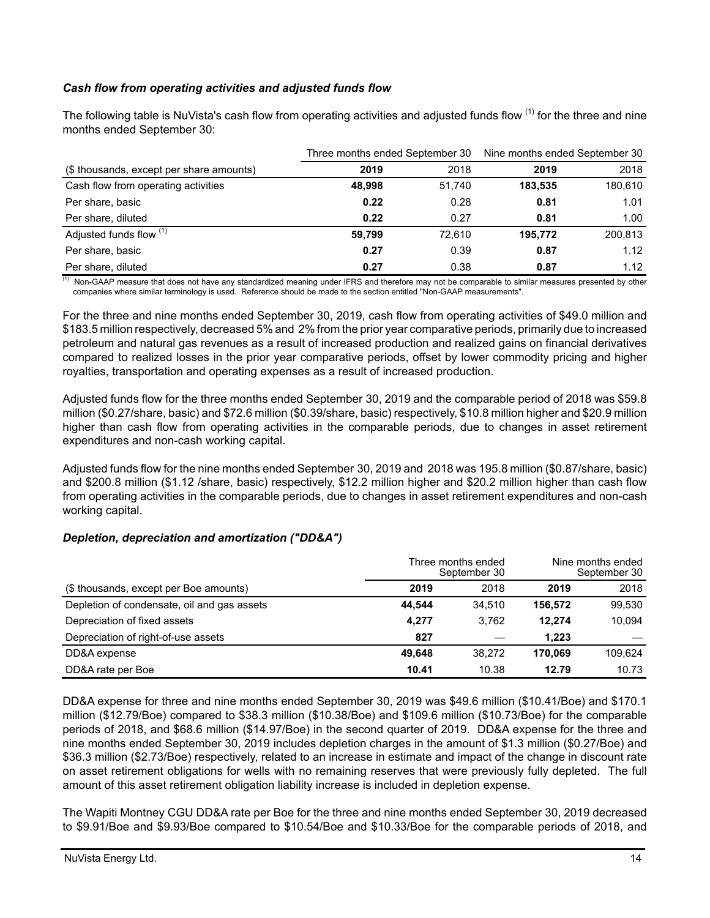### *Cash flow from operating activities and adjusted funds flow*

The following table is NuVista's cash flow from operating activities and adjusted funds flow [(1)] for the three and nine months ended September 30:

| | Three months ended September 30 | | Nine months ended September 30 | |
|---|---|---|---|---|
| ($ thousands, except per share amounts) | **2019** | 2018 | **2019** | 2018 |
| Cash flow from operating activities | **48,998** | 51,740 | **183,535** | 180,610 |
| Per share, basic | **0.22** | 0.28 | **0.81** | 1.01 |
| Per share, diluted | **0.22** | 0.27 | **0.81** | 1.00 |
| Adjusted funds flow [(1)] | **59,799** | 72,610 | **195,772** | 200,813 |
| Per share, basic | **0.27** | 0.39 | **0.87** | 1.12 |
| Per share, diluted | **0.27** | 0.38 | **0.87** | 1.12 |

(1) Non-GAAP measure that does not have any standardized meaning under IFRS and therefore may not be comparable to similar measures presented by other companies where similar terminology is used. Reference should be made to the section entitled "Non-GAAP measurements".

For the three and nine months ended September 30, 2019, cash flow from operating activities of $49.0 million and $183.5 million respectively, decreased 5% and 2% from the prior year comparative periods, primarily due to increased petroleum and natural gas revenues as a result of increased production and realized gains on financial derivatives compared to realized losses in the prior year comparative periods, offset by lower commodity pricing and higher royalties, transportation and operating expenses as a result of increased production.

Adjusted funds flow for the three months ended September 30, 2019 and the comparable period of 2018 was $59.8 million ($0.27/share, basic) and $72.6 million ($0.39/share, basic) respectively, $10.8 million higher and $20.9 million higher than cash flow from operating activities in the comparable periods, due to changes in asset retirement expenditures and non-cash working capital.

Adjusted funds flow for the nine months ended September 30, 2019 and 2018 was 195.8 million ($0.87/share, basic) and $200.8 million ($1.12 /share, basic) respectively, $12.2 million higher and $20.2 million higher than cash flow from operating activities in the comparable periods, due to changes in asset retirement expenditures and non-cash working capital.

### *Depletion, depreciation and amortization ("DD&A")*

| | Three months ended September 30 | | Nine months ended September 30 | |
|---|---|---|---|---|
| ($ thousands, except per Boe amounts) | **2019** | 2018 | **2019** | 2018 |
| Depletion of condensate, oil and gas assets | **44,544** | 34,510 | **156,572** | 99,530 |
| Depreciation of fixed assets | **4,277** | 3,762 | **12,274** | 10,094 |
| Depreciation of right-of-use assets | **827** | — | **1,223** | — |
| DD&A expense | **49,648** | 38,272 | **170,069** | 109,624 |
| DD&A rate per Boe | **10.41** | 10.38 | **12.79** | 10.73 |

DD&A expense for three and nine months ended September 30, 2019 was $49.6 million ($10.41/Boe) and $170.1 million ($12.79/Boe) compared to $38.3 million ($10.38/Boe) and $109.6 million ($10.73/Boe) for the comparable periods of 2018, and $68.6 million ($14.97/Boe) in the second quarter of 2019. DD&A expense for the three and nine months ended September 30, 2019 includes depletion charges in the amount of $1.3 million ($0.27/Boe) and $36.3 million ($2.73/Boe) respectively, related to an increase in estimate and impact of the change in discount rate on asset retirement obligations for wells with no remaining reserves that were previously fully depleted. The full amount of this asset retirement obligation liability increase is included in depletion expense.

The Wapiti Montney CGU DD&A rate per Boe for the three and nine months ended September 30, 2019 decreased to $9.91/Boe and $9.93/Boe compared to $10.54/Boe and $10.33/Boe for the comparable periods of 2018, and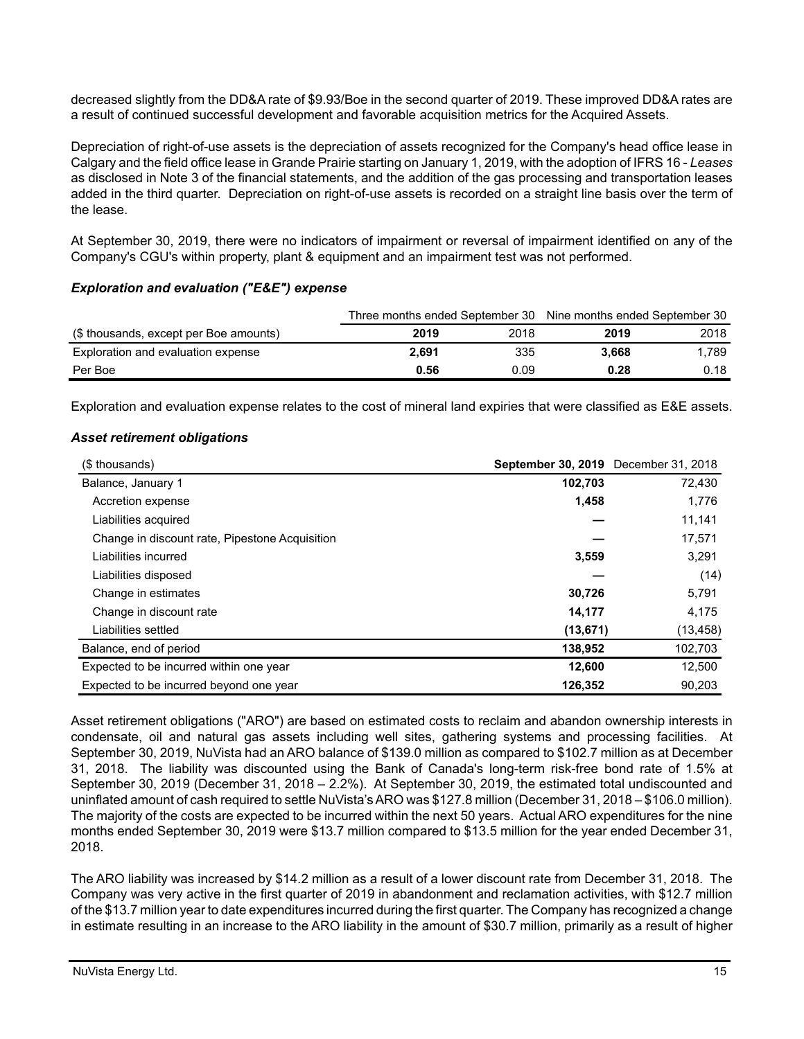decreased slightly from the DD&A rate of $9.93/Boe in the second quarter of 2019. These improved DD&A rates are a result of continued successful development and favorable acquisition metrics for the Acquired Assets.

Depreciation of right-of-use assets is the depreciation of assets recognized for the Company's head office lease in Calgary and the field office lease in Grande Prairie starting on January 1, 2019, with the adoption of IFRS 16 - *Leases* as disclosed in Note 3 of the financial statements, and the addition of the gas processing and transportation leases added in the third quarter. Depreciation on right-of-use assets is recorded on a straight line basis over the term of the lease.

At September 30, 2019, there were no indicators of impairment or reversal of impairment identified on any of the Company's CGU's within property, plant & equipment and an impairment test was not performed.

### *Exploration and evaluation ("E&E") expense*

| | Three months ended September 30 | | Nine months ended September 30 | |
|---|---|---|---|---|
| ($ thousands, except per Boe amounts) | **2019** | 2018 | **2019** | 2018 |
| Exploration and evaluation expense | **2,691** | 335 | **3,668** | 1,789 |
| Per Boe | **0.56** | 0.09 | **0.28** | 0.18 |

Exploration and evaluation expense relates to the cost of mineral land expiries that were classified as E&E assets.

### *Asset retirement obligations*

| ($ thousands) | **September 30, 2019** | December 31, 2018 |
|---|---|---|
| Balance, January 1 | **102,703** | 72,430 |
| Accretion expense | **1,458** | 1,776 |
| Liabilities acquired | **—** | 11,141 |
| Change in discount rate, Pipestone Acquisition | **—** | 17,571 |
| Liabilities incurred | **3,559** | 3,291 |
| Liabilities disposed | **—** | (14) |
| Change in estimates | **30,726** | 5,791 |
| Change in discount rate | **14,177** | 4,175 |
| Liabilities settled | **(13,671)** | (13,458) |
| Balance, end of period | **138,952** | 102,703 |
| Expected to be incurred within one year | **12,600** | 12,500 |
| Expected to be incurred beyond one year | **126,352** | 90,203 |

Asset retirement obligations ("ARO") are based on estimated costs to reclaim and abandon ownership interests in condensate, oil and natural gas assets including well sites, gathering systems and processing facilities. At September 30, 2019, NuVista had an ARO balance of $139.0 million as compared to $102.7 million as at December 31, 2018. The liability was discounted using the Bank of Canada's long-term risk-free bond rate of 1.5% at September 30, 2019 (December 31, 2018 – 2.2%). At September 30, 2019, the estimated total undiscounted and uninflated amount of cash required to settle NuVista's ARO was $127.8 million (December 31, 2018 – $106.0 million). The majority of the costs are expected to be incurred within the next 50 years. Actual ARO expenditures for the nine months ended September 30, 2019 were $13.7 million compared to $13.5 million for the year ended December 31, 2018.

The ARO liability was increased by $14.2 million as a result of a lower discount rate from December 31, 2018. The Company was very active in the first quarter of 2019 in abandonment and reclamation activities, with $12.7 million of the $13.7 million year to date expenditures incurred during the first quarter. The Company has recognized a change in estimate resulting in an increase to the ARO liability in the amount of $30.7 million, primarily as a result of higher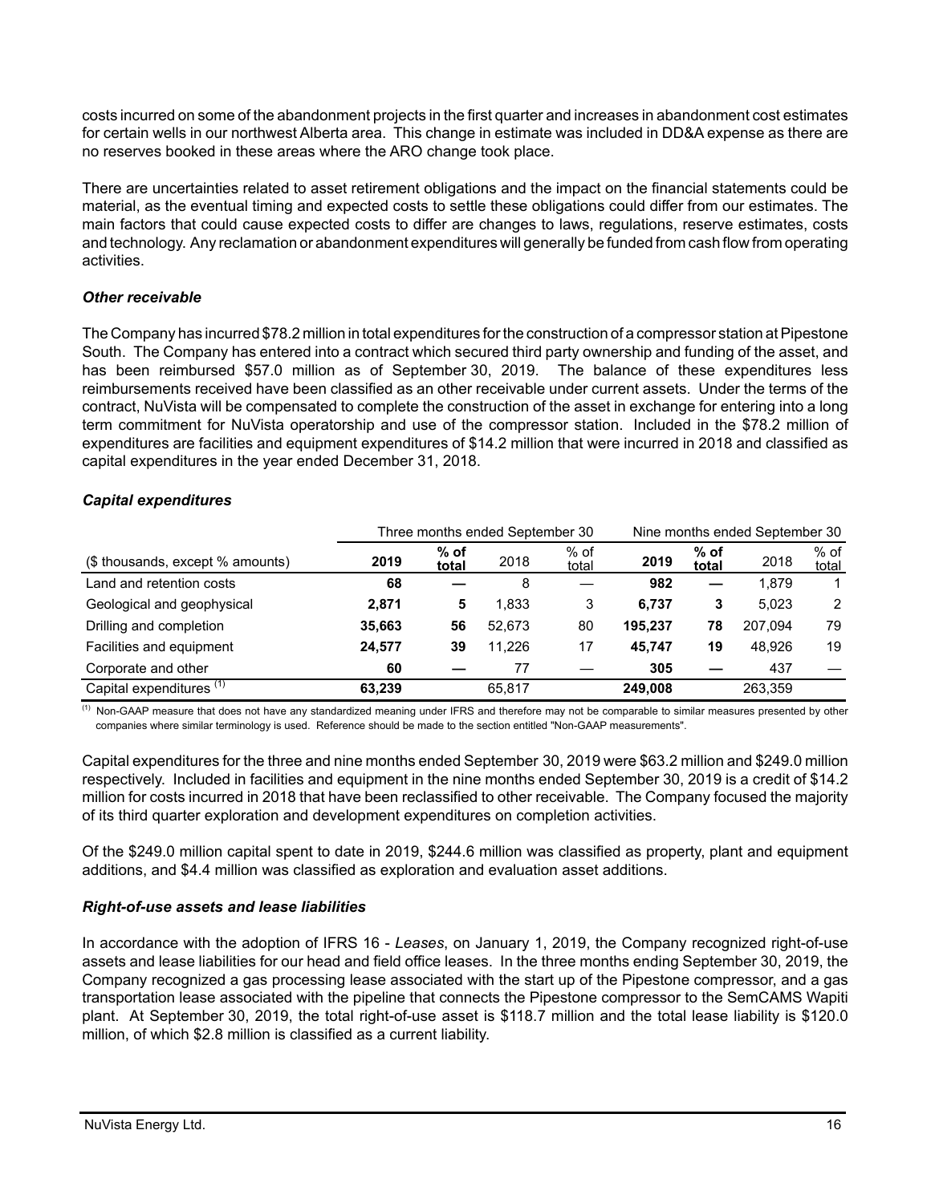costs incurred on some of the abandonment projects in the first quarter and increases in abandonment cost estimates for certain wells in our northwest Alberta area. This change in estimate was included in DD&A expense as there are no reserves booked in these areas where the ARO change took place.

There are uncertainties related to asset retirement obligations and the impact on the financial statements could be material, as the eventual timing and expected costs to settle these obligations could differ from our estimates. The main factors that could cause expected costs to differ are changes to laws, regulations, reserve estimates, costs and technology. Any reclamation or abandonment expenditures will generally be funded from cash flow from operating activities.

### *Other receivable*

The Company has incurred $78.2 million in total expenditures for the construction of a compressor station at Pipestone South. The Company has entered into a contract which secured third party ownership and funding of the asset, and has been reimbursed $57.0 million as of September 30, 2019. The balance of these expenditures less reimbursements received have been classified as an other receivable under current assets. Under the terms of the contract, NuVista will be compensated to complete the construction of the asset in exchange for entering into a long term commitment for NuVista operatorship and use of the compressor station. Included in the $78.2 million of expenditures are facilities and equipment expenditures of $14.2 million that were incurred in 2018 and classified as capital expenditures in the year ended December 31, 2018.

### *Capital expenditures*

| | Three months ended September 30 | | | | Nine months ended September 30 | | | |
|---|---|---|---|---|---|---|---|---|
| ($ thousands, except % amounts) | **2019** | **% of total** | 2018 | % of total | **2019** | **% of total** | 2018 | % of total |
| Land and retention costs | **68** | **—** | 8 | — | **982** | **—** | 1,879 | 1 |
| Geological and geophysical | **2,871** | **5** | 1,833 | 3 | **6,737** | **3** | 5,023 | 2 |
| Drilling and completion | **35,663** | **56** | 52,673 | 80 | **195,237** | **78** | 207,094 | 79 |
| Facilities and equipment | **24,577** | **39** | 11,226 | 17 | **45,747** | **19** | 48,926 | 19 |
| Corporate and other | **60** | **—** | 77 | — | **305** | **—** | 437 | — |
| Capital expenditures [(1)] | **63,239** | | 65,817 | | **249,008** | | 263,359 | |

[(1)] Non-GAAP measure that does not have any standardized meaning under IFRS and therefore may not be comparable to similar measures presented by other companies where similar terminology is used. Reference should be made to the section entitled "Non-GAAP measurements".

Capital expenditures for the three and nine months ended September 30, 2019 were $63.2 million and $249.0 million respectively. Included in facilities and equipment in the nine months ended September 30, 2019 is a credit of $14.2 million for costs incurred in 2018 that have been reclassified to other receivable. The Company focused the majority of its third quarter exploration and development expenditures on completion activities.

Of the $249.0 million capital spent to date in 2019, $244.6 million was classified as property, plant and equipment additions, and $4.4 million was classified as exploration and evaluation asset additions.

### *Right-of-use assets and lease liabilities*

In accordance with the adoption of IFRS 16 - *Leases*, on January 1, 2019, the Company recognized right-of-use assets and lease liabilities for our head and field office leases. In the three months ending September 30, 2019, the Company recognized a gas processing lease associated with the start up of the Pipestone compressor, and a gas transportation lease associated with the pipeline that connects the Pipestone compressor to the SemCAMS Wapiti plant. At September 30, 2019, the total right-of-use asset is $118.7 million and the total lease liability is $120.0 million, of which $2.8 million is classified as a current liability.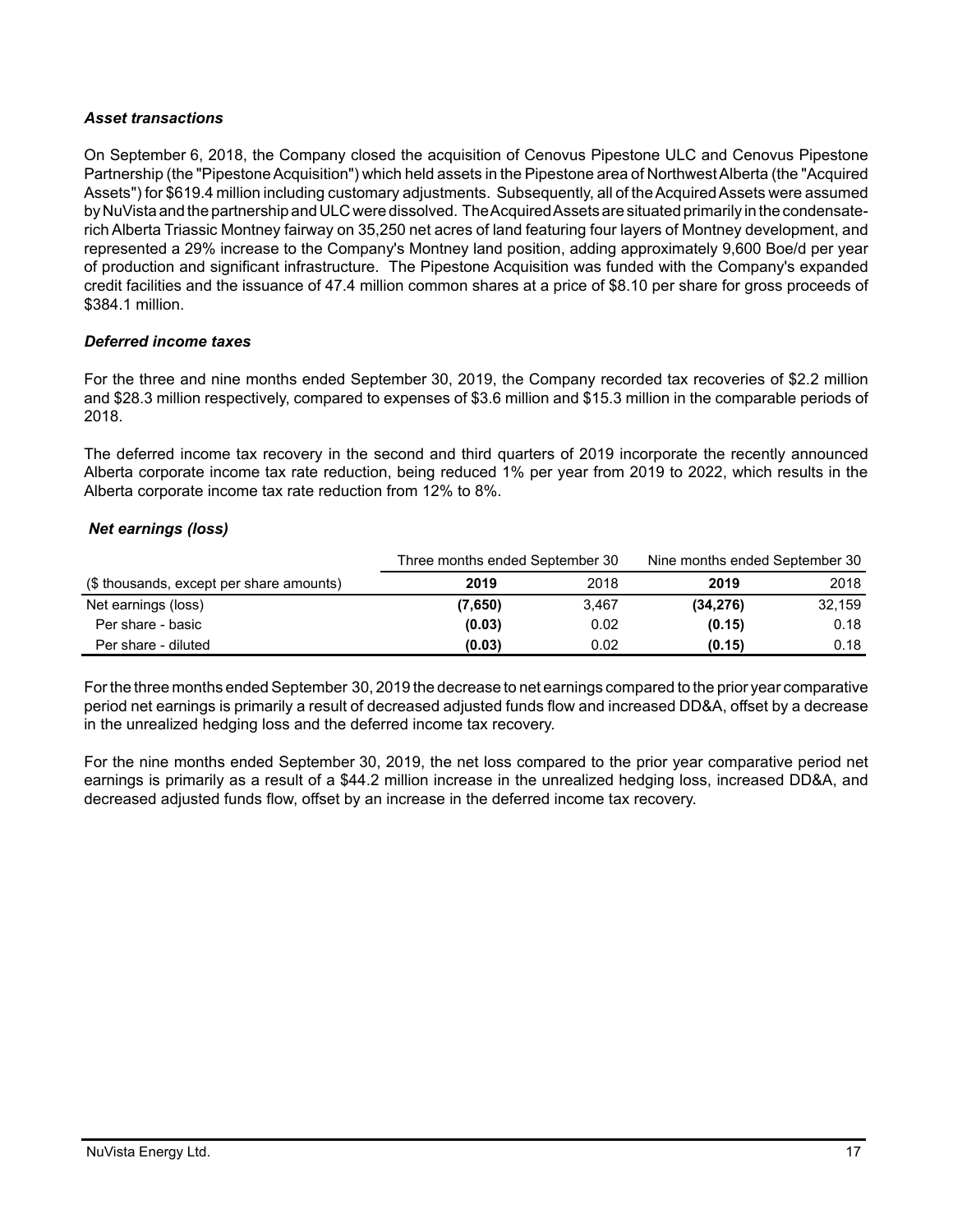### *Asset transactions*

On September 6, 2018, the Company closed the acquisition of Cenovus Pipestone ULC and Cenovus Pipestone Partnership (the "Pipestone Acquisition") which held assets in the Pipestone area of Northwest Alberta (the "Acquired Assets") for $619.4 million including customary adjustments. Subsequently, all of the Acquired Assets were assumed by NuVista and the partnership and ULC were dissolved. The Acquired Assets are situated primarily in the condensate-rich Alberta Triassic Montney fairway on 35,250 net acres of land featuring four layers of Montney development, and represented a 29% increase to the Company's Montney land position, adding approximately 9,600 Boe/d per year of production and significant infrastructure. The Pipestone Acquisition was funded with the Company's expanded credit facilities and the issuance of 47.4 million common shares at a price of $8.10 per share for gross proceeds of $384.1 million.

### *Deferred income taxes*

For the three and nine months ended September 30, 2019, the Company recorded tax recoveries of $2.2 million and $28.3 million respectively, compared to expenses of $3.6 million and $15.3 million in the comparable periods of 2018.

The deferred income tax recovery in the second and third quarters of 2019 incorporate the recently announced Alberta corporate income tax rate reduction, being reduced 1% per year from 2019 to 2022, which results in the Alberta corporate income tax rate reduction from 12% to 8%.

### *Net earnings (loss)*

| | Three months ended September 30 | | Nine months ended September 30 | |
|---|---|---|---|---|
| ($ thousands, except per share amounts) | **2019** | 2018 | **2019** | 2018 |
| Net earnings (loss) | **(7,650)** | 3,467 | **(34,276)** | 32,159 |
| Per share - basic | **(0.03)** | 0.02 | **(0.15)** | 0.18 |
| Per share - diluted | **(0.03)** | 0.02 | **(0.15)** | 0.18 |

For the three months ended September 30, 2019 the decrease to net earnings compared to the prior year comparative period net earnings is primarily a result of decreased adjusted funds flow and increased DD&A, offset by a decrease in the unrealized hedging loss and the deferred income tax recovery.

For the nine months ended September 30, 2019, the net loss compared to the prior year comparative period net earnings is primarily as a result of a $44.2 million increase in the unrealized hedging loss, increased DD&A, and decreased adjusted funds flow, offset by an increase in the deferred income tax recovery.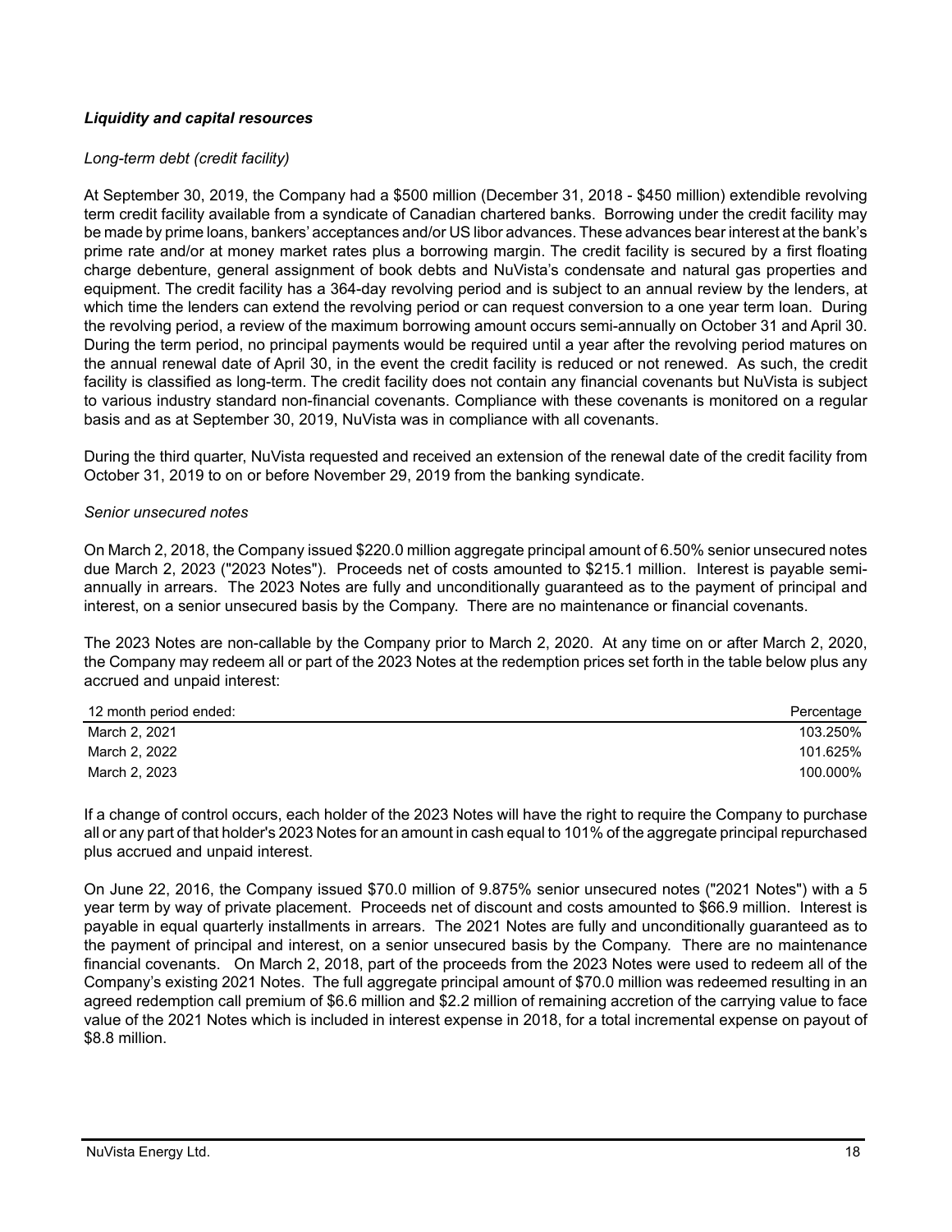***Liquidity and capital resources***

*Long-term debt (credit facility)*

At September 30, 2019, the Company had a $500 million (December 31, 2018 - $450 million) extendible revolving term credit facility available from a syndicate of Canadian chartered banks. Borrowing under the credit facility may be made by prime loans, bankers' acceptances and/or US libor advances. These advances bear interest at the bank's prime rate and/or at money market rates plus a borrowing margin. The credit facility is secured by a first floating charge debenture, general assignment of book debts and NuVista's condensate and natural gas properties and equipment. The credit facility has a 364-day revolving period and is subject to an annual review by the lenders, at which time the lenders can extend the revolving period or can request conversion to a one year term loan. During the revolving period, a review of the maximum borrowing amount occurs semi-annually on October 31 and April 30. During the term period, no principal payments would be required until a year after the revolving period matures on the annual renewal date of April 30, in the event the credit facility is reduced or not renewed. As such, the credit facility is classified as long-term. The credit facility does not contain any financial covenants but NuVista is subject to various industry standard non-financial covenants. Compliance with these covenants is monitored on a regular basis and as at September 30, 2019, NuVista was in compliance with all covenants.

During the third quarter, NuVista requested and received an extension of the renewal date of the credit facility from October 31, 2019 to on or before November 29, 2019 from the banking syndicate.

*Senior unsecured notes*

On March 2, 2018, the Company issued $220.0 million aggregate principal amount of 6.50% senior unsecured notes due March 2, 2023 ("2023 Notes"). Proceeds net of costs amounted to $215.1 million. Interest is payable semi-annually in arrears. The 2023 Notes are fully and unconditionally guaranteed as to the payment of principal and interest, on a senior unsecured basis by the Company. There are no maintenance or financial covenants.

The 2023 Notes are non-callable by the Company prior to March 2, 2020. At any time on or after March 2, 2020, the Company may redeem all or part of the 2023 Notes at the redemption prices set forth in the table below plus any accrued and unpaid interest:

| 12 month period ended: | Percentage |
|---|---|
| March 2, 2021 | 103.250% |
| March 2, 2022 | 101.625% |
| March 2, 2023 | 100.000% |

If a change of control occurs, each holder of the 2023 Notes will have the right to require the Company to purchase all or any part of that holder's 2023 Notes for an amount in cash equal to 101% of the aggregate principal repurchased plus accrued and unpaid interest.

On June 22, 2016, the Company issued $70.0 million of 9.875% senior unsecured notes ("2021 Notes") with a 5 year term by way of private placement. Proceeds net of discount and costs amounted to $66.9 million. Interest is payable in equal quarterly installments in arrears. The 2021 Notes are fully and unconditionally guaranteed as to the payment of principal and interest, on a senior unsecured basis by the Company. There are no maintenance financial covenants. On March 2, 2018, part of the proceeds from the 2023 Notes were used to redeem all of the Company's existing 2021 Notes. The full aggregate principal amount of $70.0 million was redeemed resulting in an agreed redemption call premium of $6.6 million and $2.2 million of remaining accretion of the carrying value to face value of the 2021 Notes which is included in interest expense in 2018, for a total incremental expense on payout of $8.8 million.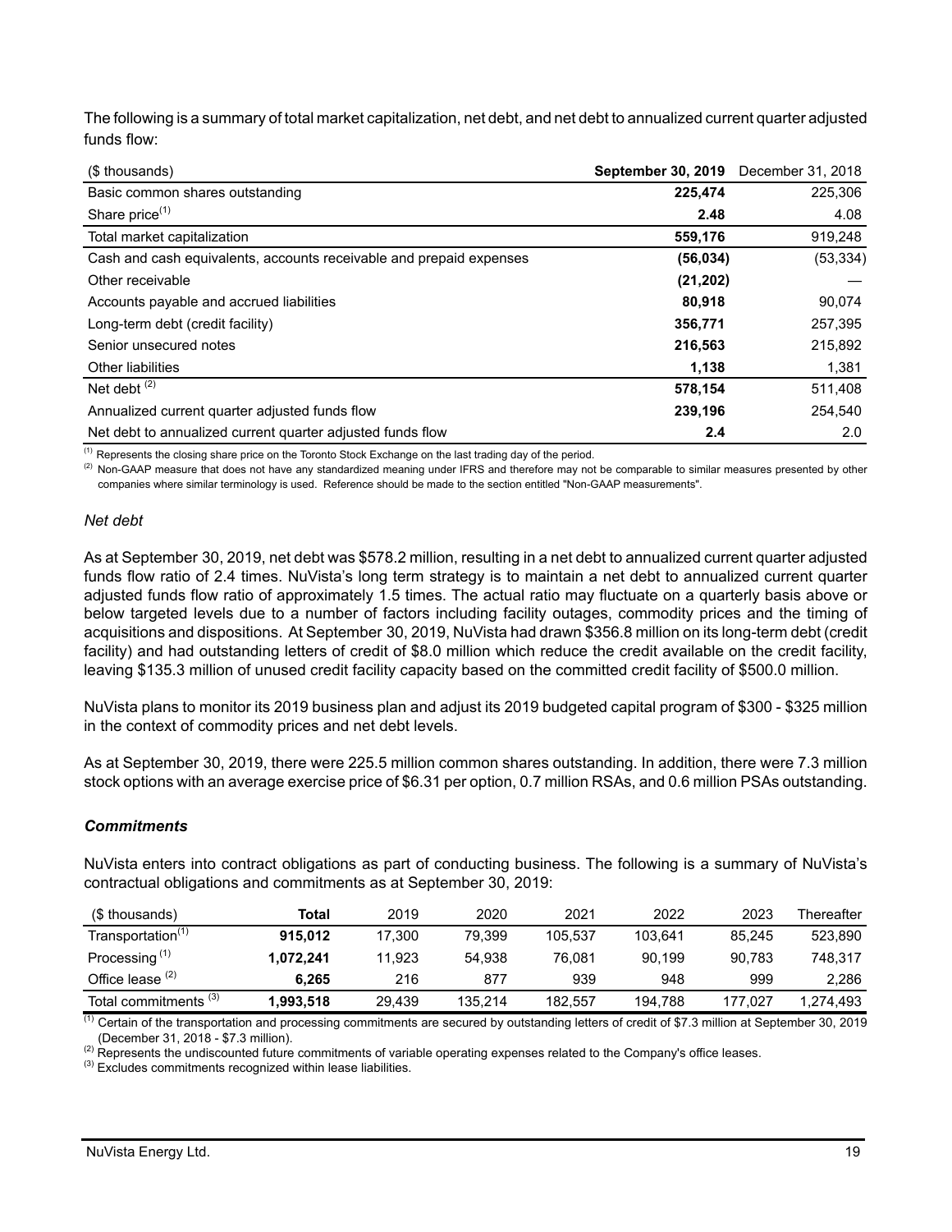The following is a summary of total market capitalization, net debt, and net debt to annualized current quarter adjusted funds flow:

| ($ thousands) | **September 30, 2019** | December 31, 2018 |
|---|---|---|
| Basic common shares outstanding | **225,474** | 225,306 |
| Share price[(1)] | **2.48** | 4.08 |
| Total market capitalization | **559,176** | 919,248 |
| Cash and cash equivalents, accounts receivable and prepaid expenses | **(56,034)** | (53,334) |
| Other receivable | **(21,202)** | — |
| Accounts payable and accrued liabilities | **80,918** | 90,074 |
| Long-term debt (credit facility) | **356,771** | 257,395 |
| Senior unsecured notes | **216,563** | 215,892 |
| Other liabilities | **1,138** | 1,381 |
| Net debt [(2)] | **578,154** | 511,408 |
| Annualized current quarter adjusted funds flow | **239,196** | 254,540 |
| Net debt to annualized current quarter adjusted funds flow | **2.4** | 2.0 |

(1) Represents the closing share price on the Toronto Stock Exchange on the last trading day of the period.

(2) Non-GAAP measure that does not have any standardized meaning under IFRS and therefore may not be comparable to similar measures presented by other companies where similar terminology is used. Reference should be made to the section entitled "Non-GAAP measurements".

*Net debt*

As at September 30, 2019, net debt was $578.2 million, resulting in a net debt to annualized current quarter adjusted funds flow ratio of 2.4 times. NuVista's long term strategy is to maintain a net debt to annualized current quarter adjusted funds flow ratio of approximately 1.5 times. The actual ratio may fluctuate on a quarterly basis above or below targeted levels due to a number of factors including facility outages, commodity prices and the timing of acquisitions and dispositions. At September 30, 2019, NuVista had drawn $356.8 million on its long-term debt (credit facility) and had outstanding letters of credit of $8.0 million which reduce the credit available on the credit facility, leaving $135.3 million of unused credit facility capacity based on the committed credit facility of $500.0 million.

NuVista plans to monitor its 2019 business plan and adjust its 2019 budgeted capital program of $300 - $325 million in the context of commodity prices and net debt levels.

As at September 30, 2019, there were 225.5 million common shares outstanding. In addition, there were 7.3 million stock options with an average exercise price of $6.31 per option, 0.7 million RSAs, and 0.6 million PSAs outstanding.

### *Commitments*

NuVista enters into contract obligations as part of conducting business. The following is a summary of NuVista's contractual obligations and commitments as at September 30, 2019:

| ($ thousands) | **Total** | 2019 | 2020 | 2021 | 2022 | 2023 | Thereafter |
|---|---|---|---|---|---|---|---|
| Transportation[(1)] | **915,012** | 17,300 | 79,399 | 105,537 | 103,641 | 85,245 | 523,890 |
| Processing [(1)] | **1,072,241** | 11,923 | 54,938 | 76,081 | 90,199 | 90,783 | 748,317 |
| Office lease [(2)] | **6,265** | 216 | 877 | 939 | 948 | 999 | 2,286 |
| Total commitments [(3)] | **1,993,518** | 29,439 | 135,214 | 182,557 | 194,788 | 177,027 | 1,274,493 |

(1) Certain of the transportation and processing commitments are secured by outstanding letters of credit of $7.3 million at September 30, 2019 (December 31, 2018 - $7.3 million).

(2) Represents the undiscounted future commitments of variable operating expenses related to the Company's office leases.

(3) Excludes commitments recognized within lease liabilities.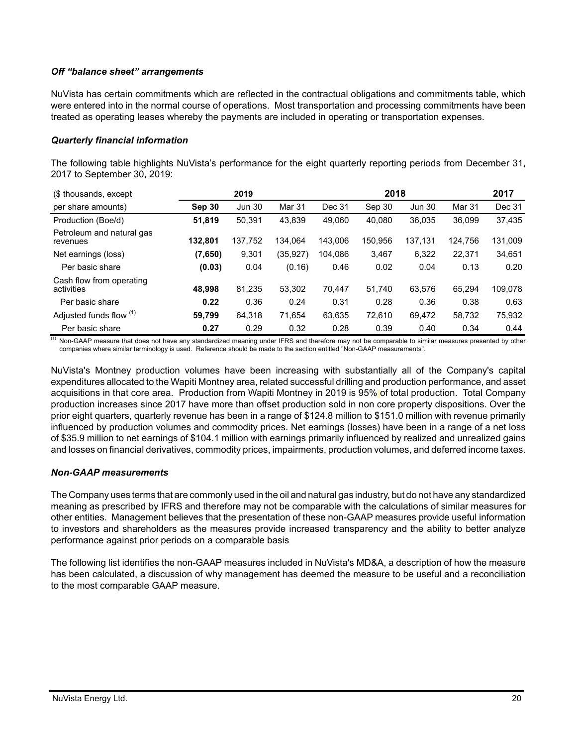### *Off "balance sheet" arrangements*

NuVista has certain commitments which are reflected in the contractual obligations and commitments table, which were entered into in the normal course of operations. Most transportation and processing commitments have been treated as operating leases whereby the payments are included in operating or transportation expenses.

### *Quarterly financial information*

The following table highlights NuVista's performance for the eight quarterly reporting periods from December 31, 2017 to September 30, 2019:

| ($ thousands, except | 2019 | | | 2018 | | | | 2017 |
|---|---|---|---|---|---|---|---|---|
| per share amounts) | **Sep 30** | Jun 30 | Mar 31 | Dec 31 | Sep 30 | Jun 30 | Mar 31 | Dec 31 |
| Production (Boe/d) | **51,819** | 50,391 | 43,839 | 49,060 | 40,080 | 36,035 | 36,099 | 37,435 |
| Petroleum and natural gas revenues | **132,801** | 137,752 | 134,064 | 143,006 | 150,956 | 137,131 | 124,756 | 131,009 |
| Net earnings (loss) | **(7,650)** | 9,301 | (35,927) | 104,086 | 3,467 | 6,322 | 22,371 | 34,651 |
| Per basic share | **(0.03)** | 0.04 | (0.16) | 0.46 | 0.02 | 0.04 | 0.13 | 0.20 |
| Cash flow from operating activities | **48,998** | 81,235 | 53,302 | 70,447 | 51,740 | 63,576 | 65,294 | 109,078 |
| Per basic share | **0.22** | 0.36 | 0.24 | 0.31 | 0.28 | 0.36 | 0.38 | 0.63 |
| Adjusted funds flow [(1)] | **59,799** | 64,318 | 71,654 | 63,635 | 72,610 | 69,472 | 58,732 | 75,932 |
| Per basic share | **0.27** | 0.29 | 0.32 | 0.28 | 0.39 | 0.40 | 0.34 | 0.44 |

[(1)] Non-GAAP measure that does not have any standardized meaning under IFRS and therefore may not be comparable to similar measures presented by other companies where similar terminology is used. Reference should be made to the section entitled "Non-GAAP measurements".

NuVista's Montney production volumes have been increasing with substantially all of the Company's capital expenditures allocated to the Wapiti Montney area, related successful drilling and production performance, and asset acquisitions in that core area. Production from Wapiti Montney in 2019 is 95% of total production. Total Company production increases since 2017 have more than offset production sold in non core property dispositions. Over the prior eight quarters, quarterly revenue has been in a range of $124.8 million to $151.0 million with revenue primarily influenced by production volumes and commodity prices. Net earnings (losses) have been in a range of a net loss of $35.9 million to net earnings of $104.1 million with earnings primarily influenced by realized and unrealized gains and losses on financial derivatives, commodity prices, impairments, production volumes, and deferred income taxes.

### *Non-GAAP measurements*

The Company uses terms that are commonly used in the oil and natural gas industry, but do not have any standardized meaning as prescribed by IFRS and therefore may not be comparable with the calculations of similar measures for other entities. Management believes that the presentation of these non-GAAP measures provide useful information to investors and shareholders as the measures provide increased transparency and the ability to better analyze performance against prior periods on a comparable basis

The following list identifies the non-GAAP measures included in NuVista's MD&A, a description of how the measure has been calculated, a discussion of why management has deemed the measure to be useful and a reconciliation to the most comparable GAAP measure.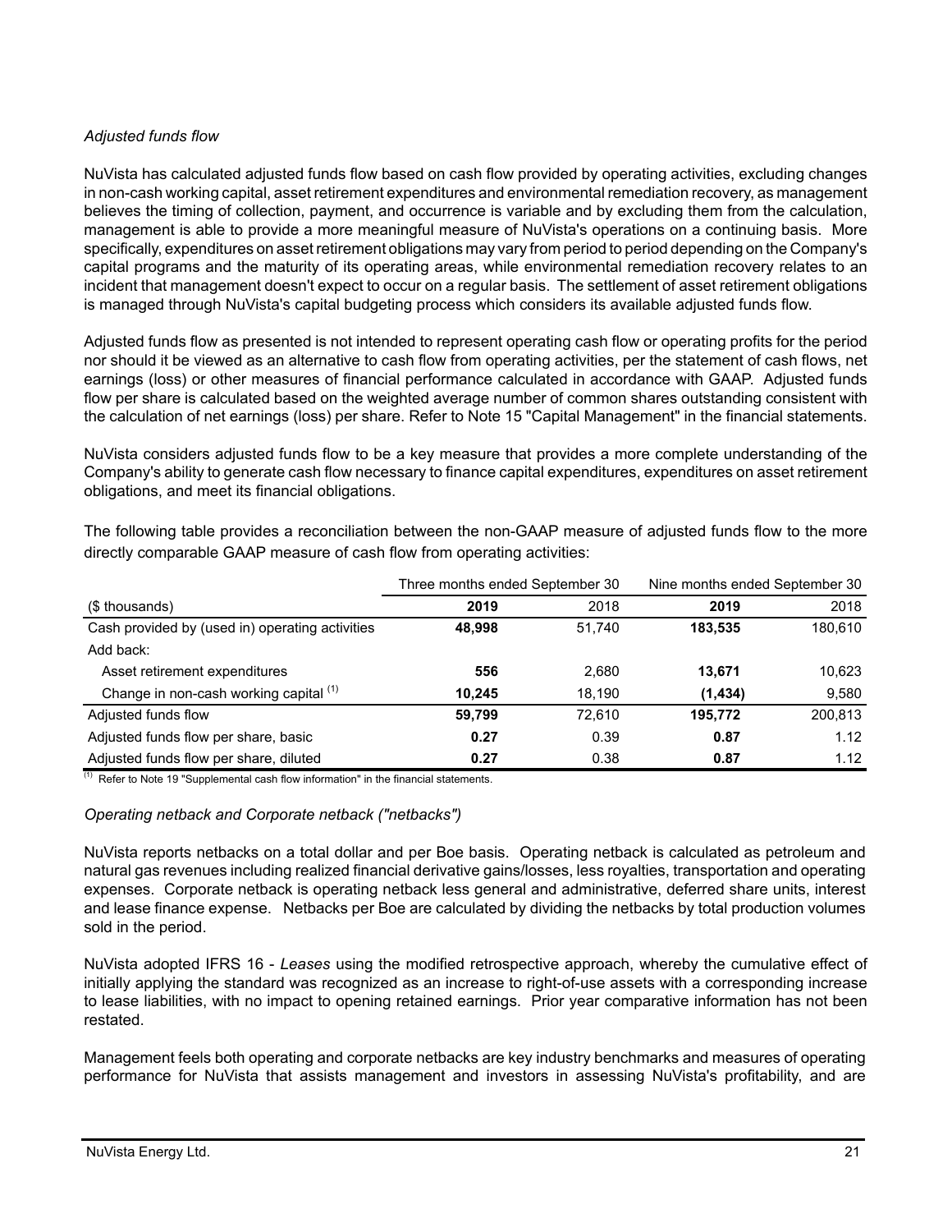*Adjusted funds flow*

NuVista has calculated adjusted funds flow based on cash flow provided by operating activities, excluding changes in non-cash working capital, asset retirement expenditures and environmental remediation recovery, as management believes the timing of collection, payment, and occurrence is variable and by excluding them from the calculation, management is able to provide a more meaningful measure of NuVista's operations on a continuing basis. More specifically, expenditures on asset retirement obligations may vary from period to period depending on the Company's capital programs and the maturity of its operating areas, while environmental remediation recovery relates to an incident that management doesn't expect to occur on a regular basis. The settlement of asset retirement obligations is managed through NuVista's capital budgeting process which considers its available adjusted funds flow.

Adjusted funds flow as presented is not intended to represent operating cash flow or operating profits for the period nor should it be viewed as an alternative to cash flow from operating activities, per the statement of cash flows, net earnings (loss) or other measures of financial performance calculated in accordance with GAAP. Adjusted funds flow per share is calculated based on the weighted average number of common shares outstanding consistent with the calculation of net earnings (loss) per share. Refer to Note 15 "Capital Management" in the financial statements.

NuVista considers adjusted funds flow to be a key measure that provides a more complete understanding of the Company's ability to generate cash flow necessary to finance capital expenditures, expenditures on asset retirement obligations, and meet its financial obligations.

The following table provides a reconciliation between the non-GAAP measure of adjusted funds flow to the more directly comparable GAAP measure of cash flow from operating activities:

| | Three months ended September 30 | | Nine months ended September 30 | |
|---|---|---|---|---|
| ($ thousands) | **2019** | 2018 | **2019** | 2018 |
| Cash provided by (used in) operating activities | **48,998** | 51,740 | **183,535** | 180,610 |
| Add back: | | | | |
| Asset retirement expenditures | **556** | 2,680 | **13,671** | 10,623 |
| Change in non-cash working capital [1] | **10,245** | 18,190 | **(1,434)** | 9,580 |
| Adjusted funds flow | **59,799** | 72,610 | **195,772** | 200,813 |
| Adjusted funds flow per share, basic | **0.27** | 0.39 | **0.87** | 1.12 |
| Adjusted funds flow per share, diluted | **0.27** | 0.38 | **0.87** | 1.12 |

[1] Refer to Note 19 "Supplemental cash flow information" in the financial statements.

*Operating netback and Corporate netback ("netbacks")*

NuVista reports netbacks on a total dollar and per Boe basis. Operating netback is calculated as petroleum and natural gas revenues including realized financial derivative gains/losses, less royalties, transportation and operating expenses. Corporate netback is operating netback less general and administrative, deferred share units, interest and lease finance expense. Netbacks per Boe are calculated by dividing the netbacks by total production volumes sold in the period.

NuVista adopted IFRS 16 - *Leases* using the modified retrospective approach, whereby the cumulative effect of initially applying the standard was recognized as an increase to right-of-use assets with a corresponding increase to lease liabilities, with no impact to opening retained earnings. Prior year comparative information has not been restated.

Management feels both operating and corporate netbacks are key industry benchmarks and measures of operating performance for NuVista that assists management and investors in assessing NuVista's profitability, and are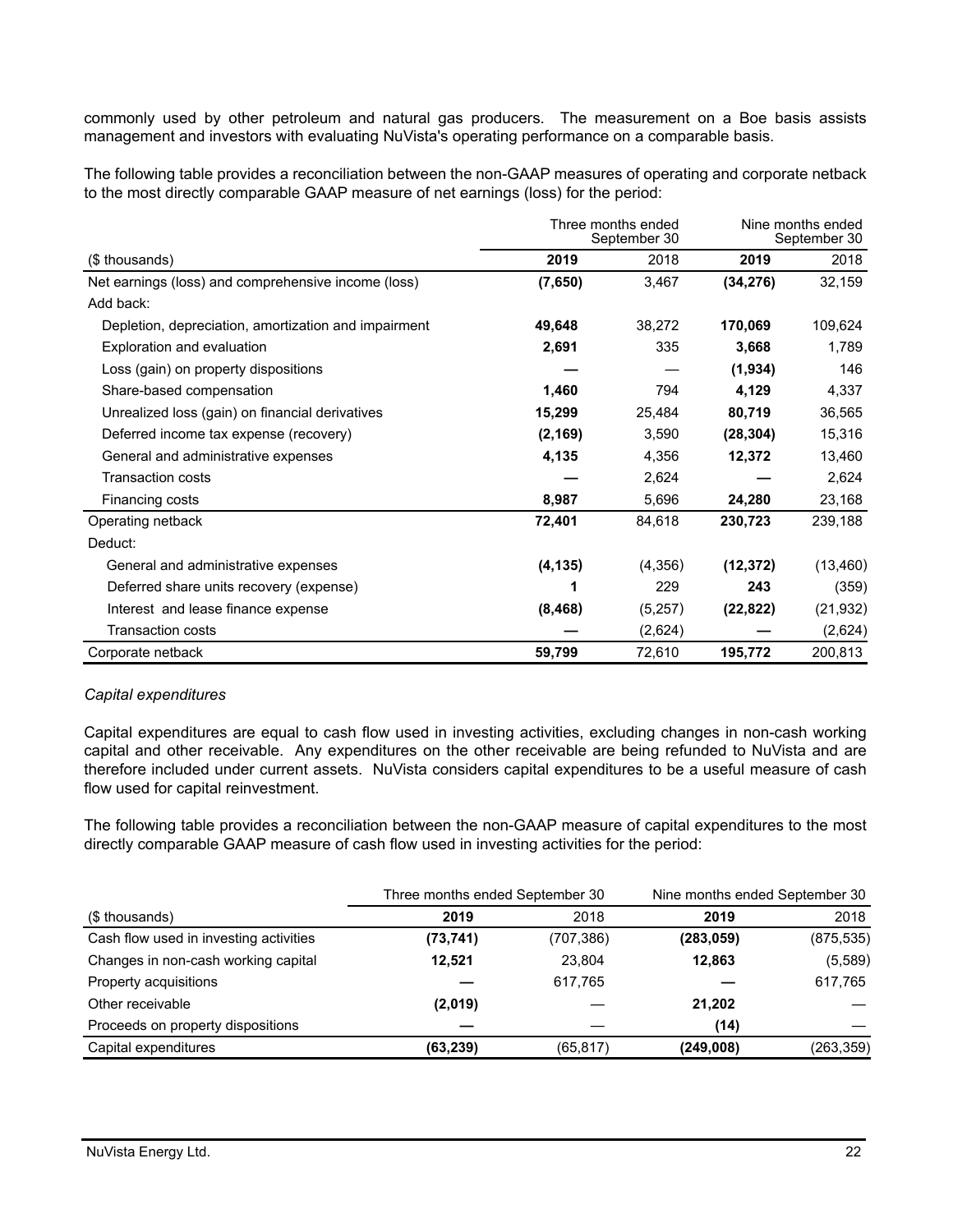commonly used by other petroleum and natural gas producers. The measurement on a Boe basis assists management and investors with evaluating NuVista's operating performance on a comparable basis.

The following table provides a reconciliation between the non-GAAP measures of operating and corporate netback to the most directly comparable GAAP measure of net earnings (loss) for the period:

| | Three months ended September 30 | | Nine months ended September 30 | |
|---|---|---|---|---|
| ($ thousands) | **2019** | 2018 | **2019** | 2018 |
| Net earnings (loss) and comprehensive income (loss) | **(7,650)** | 3,467 | **(34,276)** | 32,159 |
| Add back: | | | | |
| Depletion, depreciation, amortization and impairment | **49,648** | 38,272 | **170,069** | 109,624 |
| Exploration and evaluation | **2,691** | 335 | **3,668** | 1,789 |
| Loss (gain) on property dispositions | **—** | — | **(1,934)** | 146 |
| Share-based compensation | **1,460** | 794 | **4,129** | 4,337 |
| Unrealized loss (gain) on financial derivatives | **15,299** | 25,484 | **80,719** | 36,565 |
| Deferred income tax expense (recovery) | **(2,169)** | 3,590 | **(28,304)** | 15,316 |
| General and administrative expenses | **4,135** | 4,356 | **12,372** | 13,460 |
| Transaction costs | **—** | 2,624 | **—** | 2,624 |
| Financing costs | **8,987** | 5,696 | **24,280** | 23,168 |
| Operating netback | **72,401** | 84,618 | **230,723** | 239,188 |
| Deduct: | | | | |
| General and administrative expenses | **(4,135)** | (4,356) | **(12,372)** | (13,460) |
| Deferred share units recovery (expense) | **1** | 229 | **243** | (359) |
| Interest and lease finance expense | **(8,468)** | (5,257) | **(22,822)** | (21,932) |
| Transaction costs | **—** | (2,624) | **—** | (2,624) |
| Corporate netback | **59,799** | 72,610 | **195,772** | 200,813 |

*Capital expenditures*

Capital expenditures are equal to cash flow used in investing activities, excluding changes in non-cash working capital and other receivable. Any expenditures on the other receivable are being refunded to NuVista and are therefore included under current assets. NuVista considers capital expenditures to be a useful measure of cash flow used for capital reinvestment.

The following table provides a reconciliation between the non-GAAP measure of capital expenditures to the most directly comparable GAAP measure of cash flow used in investing activities for the period:

| | Three months ended September 30 | | Nine months ended September 30 | |
|---|---|---|---|---|
| ($ thousands) | **2019** | 2018 | **2019** | 2018 |
| Cash flow used in investing activities | **(73,741)** | (707,386) | **(283,059)** | (875,535) |
| Changes in non-cash working capital | **12,521** | 23,804 | **12,863** | (5,589) |
| Property acquisitions | **—** | 617,765 | **—** | 617,765 |
| Other receivable | **(2,019)** | — | **21,202** | — |
| Proceeds on property dispositions | **—** | — | **(14)** | — |
| Capital expenditures | **(63,239)** | (65,817) | **(249,008)** | (263,359) |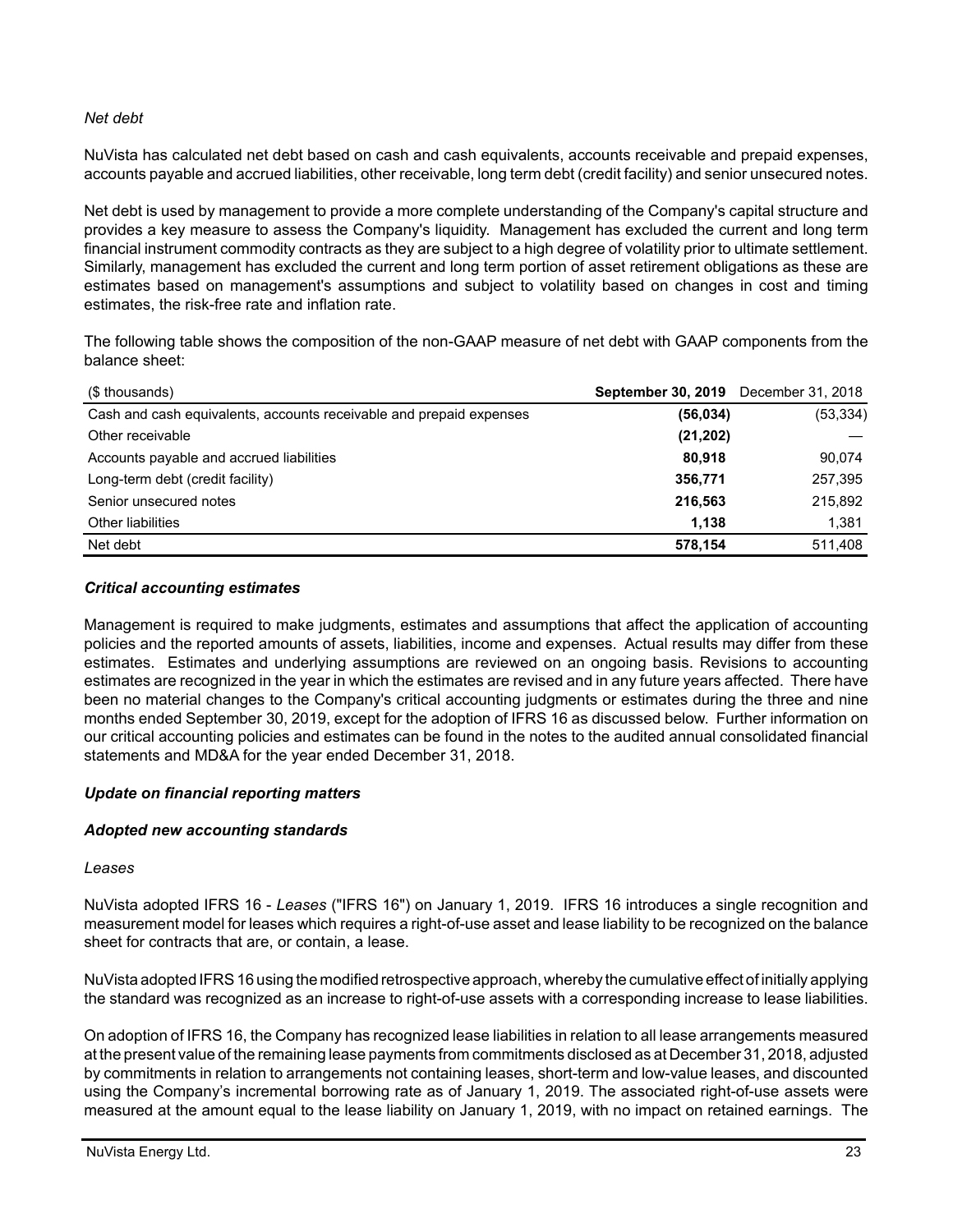*Net debt*

NuVista has calculated net debt based on cash and cash equivalents, accounts receivable and prepaid expenses, accounts payable and accrued liabilities, other receivable, long term debt (credit facility) and senior unsecured notes.

Net debt is used by management to provide a more complete understanding of the Company's capital structure and provides a key measure to assess the Company's liquidity. Management has excluded the current and long term financial instrument commodity contracts as they are subject to a high degree of volatility prior to ultimate settlement. Similarly, management has excluded the current and long term portion of asset retirement obligations as these are estimates based on management's assumptions and subject to volatility based on changes in cost and timing estimates, the risk-free rate and inflation rate.

The following table shows the composition of the non-GAAP measure of net debt with GAAP components from the balance sheet:

| ($ thousands) | **September 30, 2019** | December 31, 2018 |
|---|---|---|
| Cash and cash equivalents, accounts receivable and prepaid expenses | **(56,034)** | (53,334) |
| Other receivable | **(21,202)** | — |
| Accounts payable and accrued liabilities | **80,918** | 90,074 |
| Long-term debt (credit facility) | **356,771** | 257,395 |
| Senior unsecured notes | **216,563** | 215,892 |
| Other liabilities | **1,138** | 1,381 |
| Net debt | **578,154** | 511,408 |

### ***Critical accounting estimates***

Management is required to make judgments, estimates and assumptions that affect the application of accounting policies and the reported amounts of assets, liabilities, income and expenses. Actual results may differ from these estimates. Estimates and underlying assumptions are reviewed on an ongoing basis. Revisions to accounting estimates are recognized in the year in which the estimates are revised and in any future years affected. There have been no material changes to the Company's critical accounting judgments or estimates during the three and nine months ended September 30, 2019, except for the adoption of IFRS 16 as discussed below. Further information on our critical accounting policies and estimates can be found in the notes to the audited annual consolidated financial statements and MD&A for the year ended December 31, 2018.

### ***Update on financial reporting matters***

### ***Adopted new accounting standards***

*Leases*

NuVista adopted IFRS 16 - *Leases* ("IFRS 16") on January 1, 2019. IFRS 16 introduces a single recognition and measurement model for leases which requires a right-of-use asset and lease liability to be recognized on the balance sheet for contracts that are, or contain, a lease.

NuVista adopted IFRS 16 using the modified retrospective approach, whereby the cumulative effect of initially applying the standard was recognized as an increase to right-of-use assets with a corresponding increase to lease liabilities.

On adoption of IFRS 16, the Company has recognized lease liabilities in relation to all lease arrangements measured at the present value of the remaining lease payments from commitments disclosed as at December 31, 2018, adjusted by commitments in relation to arrangements not containing leases, short-term and low-value leases, and discounted using the Company's incremental borrowing rate as of January 1, 2019. The associated right-of-use assets were measured at the amount equal to the lease liability on January 1, 2019, with no impact on retained earnings. The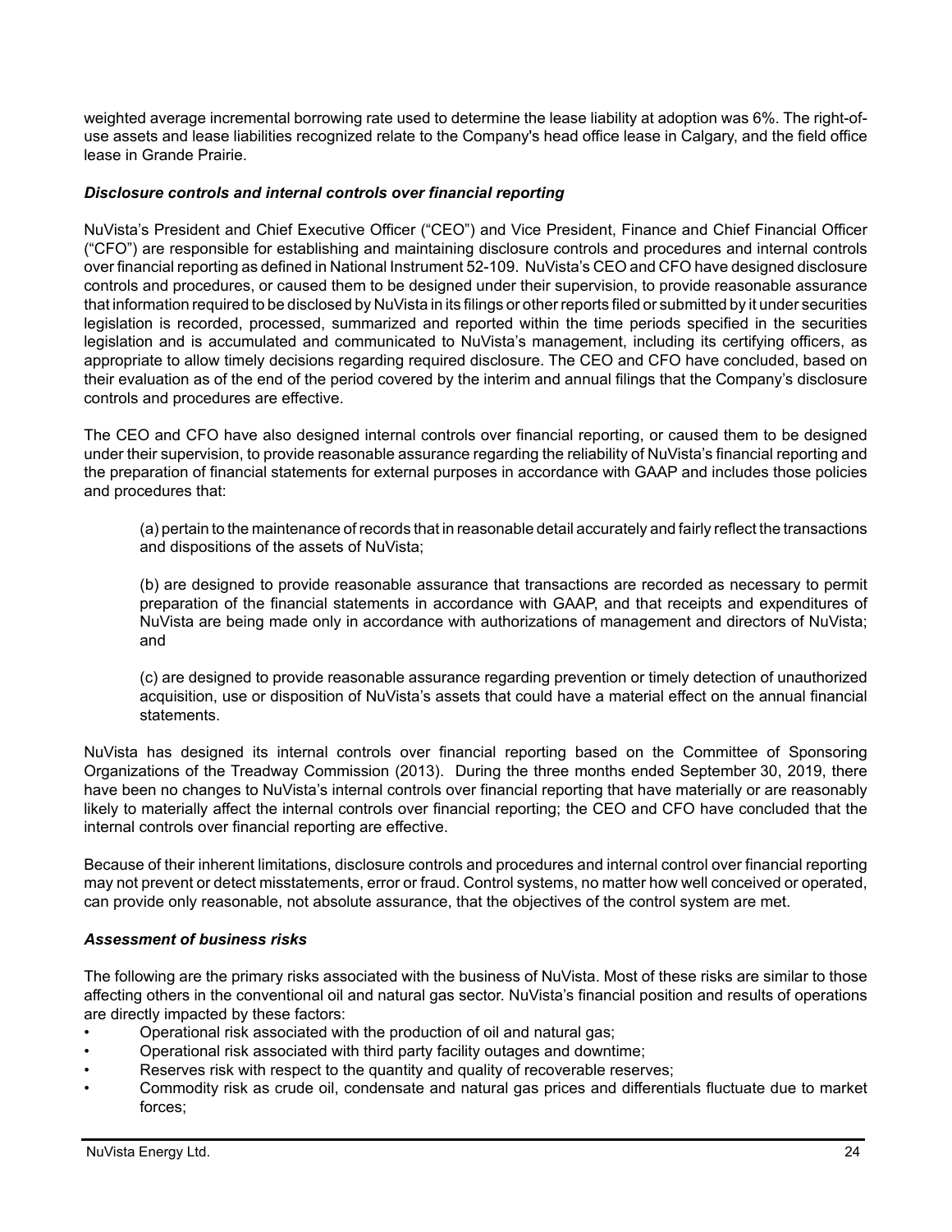weighted average incremental borrowing rate used to determine the lease liability at adoption was 6%. The right-of-use assets and lease liabilities recognized relate to the Company's head office lease in Calgary, and the field office lease in Grande Prairie.

### *Disclosure controls and internal controls over financial reporting*

NuVista's President and Chief Executive Officer ("CEO") and Vice President, Finance and Chief Financial Officer ("CFO") are responsible for establishing and maintaining disclosure controls and procedures and internal controls over financial reporting as defined in National Instrument 52-109. NuVista's CEO and CFO have designed disclosure controls and procedures, or caused them to be designed under their supervision, to provide reasonable assurance that information required to be disclosed by NuVista in its filings or other reports filed or submitted by it under securities legislation is recorded, processed, summarized and reported within the time periods specified in the securities legislation and is accumulated and communicated to NuVista's management, including its certifying officers, as appropriate to allow timely decisions regarding required disclosure. The CEO and CFO have concluded, based on their evaluation as of the end of the period covered by the interim and annual filings that the Company's disclosure controls and procedures are effective.

The CEO and CFO have also designed internal controls over financial reporting, or caused them to be designed under their supervision, to provide reasonable assurance regarding the reliability of NuVista's financial reporting and the preparation of financial statements for external purposes in accordance with GAAP and includes those policies and procedures that:

(a) pertain to the maintenance of records that in reasonable detail accurately and fairly reflect the transactions and dispositions of the assets of NuVista;

(b) are designed to provide reasonable assurance that transactions are recorded as necessary to permit preparation of the financial statements in accordance with GAAP, and that receipts and expenditures of NuVista are being made only in accordance with authorizations of management and directors of NuVista; and

(c) are designed to provide reasonable assurance regarding prevention or timely detection of unauthorized acquisition, use or disposition of NuVista's assets that could have a material effect on the annual financial statements.

NuVista has designed its internal controls over financial reporting based on the Committee of Sponsoring Organizations of the Treadway Commission (2013). During the three months ended September 30, 2019, there have been no changes to NuVista's internal controls over financial reporting that have materially or are reasonably likely to materially affect the internal controls over financial reporting; the CEO and CFO have concluded that the internal controls over financial reporting are effective.

Because of their inherent limitations, disclosure controls and procedures and internal control over financial reporting may not prevent or detect misstatements, error or fraud. Control systems, no matter how well conceived or operated, can provide only reasonable, not absolute assurance, that the objectives of the control system are met.

### *Assessment of business risks*

The following are the primary risks associated with the business of NuVista. Most of these risks are similar to those affecting others in the conventional oil and natural gas sector. NuVista's financial position and results of operations are directly impacted by these factors:

- Operational risk associated with the production of oil and natural gas;
- Operational risk associated with third party facility outages and downtime;
- Reserves risk with respect to the quantity and quality of recoverable reserves;
- Commodity risk as crude oil, condensate and natural gas prices and differentials fluctuate due to market forces;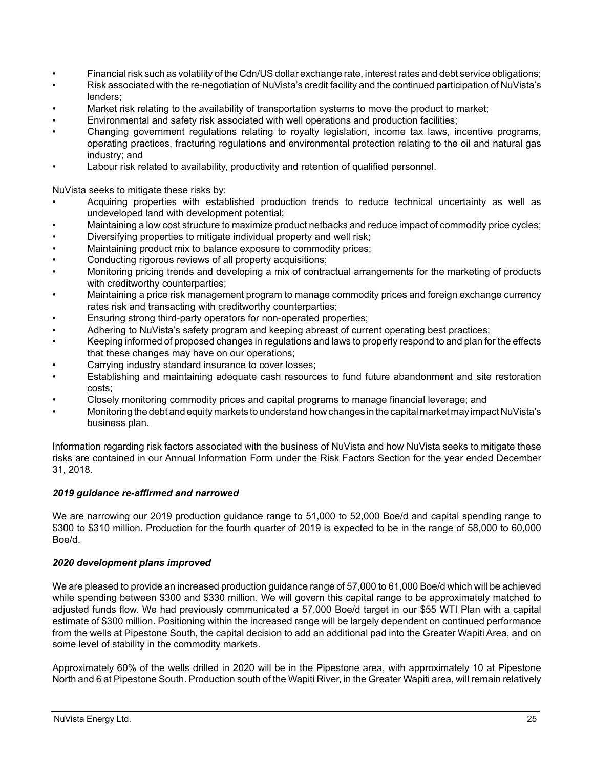- Financial risk such as volatility of the Cdn/US dollar exchange rate, interest rates and debt service obligations;
- Risk associated with the re-negotiation of NuVista's credit facility and the continued participation of NuVista's lenders;
- Market risk relating to the availability of transportation systems to move the product to market;
- Environmental and safety risk associated with well operations and production facilities;
- Changing government regulations relating to royalty legislation, income tax laws, incentive programs, operating practices, fracturing regulations and environmental protection relating to the oil and natural gas industry; and
- Labour risk related to availability, productivity and retention of qualified personnel.

NuVista seeks to mitigate these risks by:

- Acquiring properties with established production trends to reduce technical uncertainty as well as undeveloped land with development potential;
- Maintaining a low cost structure to maximize product netbacks and reduce impact of commodity price cycles;
- Diversifying properties to mitigate individual property and well risk;
- Maintaining product mix to balance exposure to commodity prices;
- Conducting rigorous reviews of all property acquisitions;
- Monitoring pricing trends and developing a mix of contractual arrangements for the marketing of products with creditworthy counterparties;
- Maintaining a price risk management program to manage commodity prices and foreign exchange currency rates risk and transacting with creditworthy counterparties;
- Ensuring strong third-party operators for non-operated properties;
- Adhering to NuVista's safety program and keeping abreast of current operating best practices;
- Keeping informed of proposed changes in regulations and laws to properly respond to and plan for the effects that these changes may have on our operations;
- Carrying industry standard insurance to cover losses;
- Establishing and maintaining adequate cash resources to fund future abandonment and site restoration costs;
- Closely monitoring commodity prices and capital programs to manage financial leverage; and
- Monitoring the debt and equity markets to understand how changes in the capital market may impact NuVista's business plan.

Information regarding risk factors associated with the business of NuVista and how NuVista seeks to mitigate these risks are contained in our Annual Information Form under the Risk Factors Section for the year ended December 31, 2018.

***2019 guidance re-affirmed and narrowed***

We are narrowing our 2019 production guidance range to 51,000 to 52,000 Boe/d and capital spending range to \$300 to \$310 million. Production for the fourth quarter of 2019 is expected to be in the range of 58,000 to 60,000 Boe/d.

***2020 development plans improved***

We are pleased to provide an increased production guidance range of 57,000 to 61,000 Boe/d which will be achieved while spending between \$300 and \$330 million. We will govern this capital range to be approximately matched to adjusted funds flow. We had previously communicated a 57,000 Boe/d target in our \$55 WTI Plan with a capital estimate of \$300 million. Positioning within the increased range will be largely dependent on continued performance from the wells at Pipestone South, the capital decision to add an additional pad into the Greater Wapiti Area, and on some level of stability in the commodity markets.

Approximately 60% of the wells drilled in 2020 will be in the Pipestone area, with approximately 10 at Pipestone North and 6 at Pipestone South. Production south of the Wapiti River, in the Greater Wapiti area, will remain relatively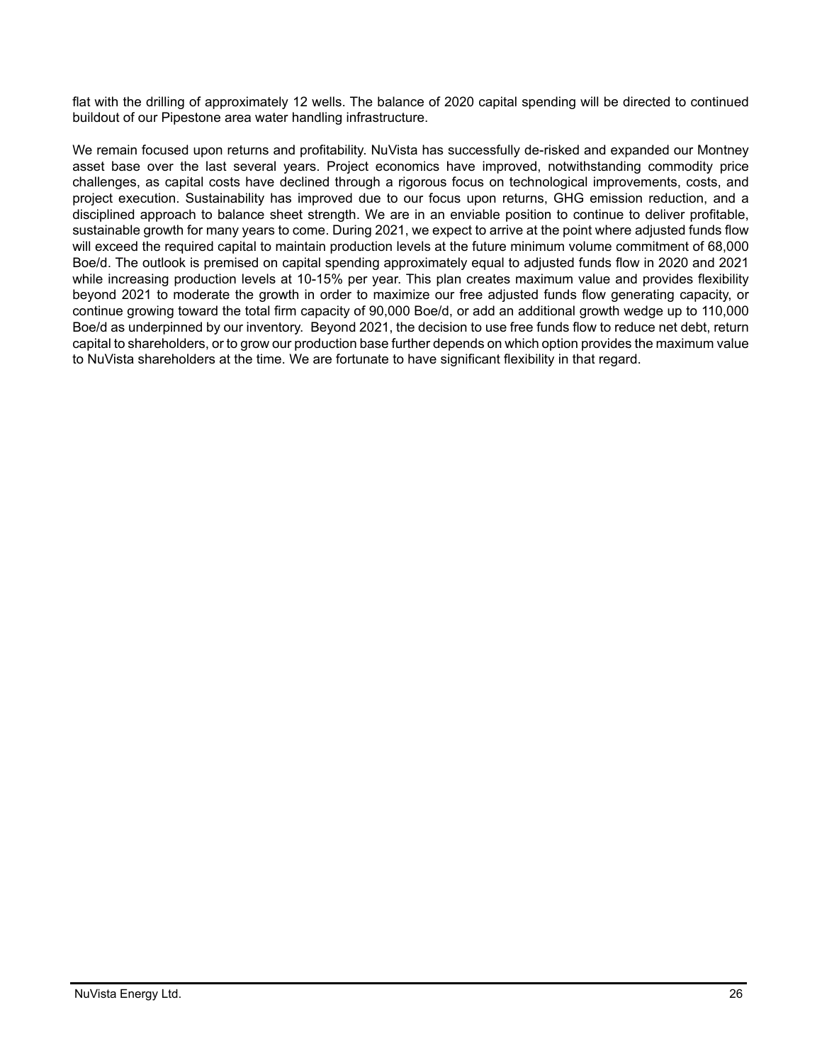flat with the drilling of approximately 12 wells. The balance of 2020 capital spending will be directed to continued buildout of our Pipestone area water handling infrastructure.

We remain focused upon returns and profitability. NuVista has successfully de-risked and expanded our Montney asset base over the last several years. Project economics have improved, notwithstanding commodity price challenges, as capital costs have declined through a rigorous focus on technological improvements, costs, and project execution. Sustainability has improved due to our focus upon returns, GHG emission reduction, and a disciplined approach to balance sheet strength. We are in an enviable position to continue to deliver profitable, sustainable growth for many years to come. During 2021, we expect to arrive at the point where adjusted funds flow will exceed the required capital to maintain production levels at the future minimum volume commitment of 68,000 Boe/d. The outlook is premised on capital spending approximately equal to adjusted funds flow in 2020 and 2021 while increasing production levels at 10-15% per year. This plan creates maximum value and provides flexibility beyond 2021 to moderate the growth in order to maximize our free adjusted funds flow generating capacity, or continue growing toward the total firm capacity of 90,000 Boe/d, or add an additional growth wedge up to 110,000 Boe/d as underpinned by our inventory. Beyond 2021, the decision to use free funds flow to reduce net debt, return capital to shareholders, or to grow our production base further depends on which option provides the maximum value to NuVista shareholders at the time. We are fortunate to have significant flexibility in that regard.